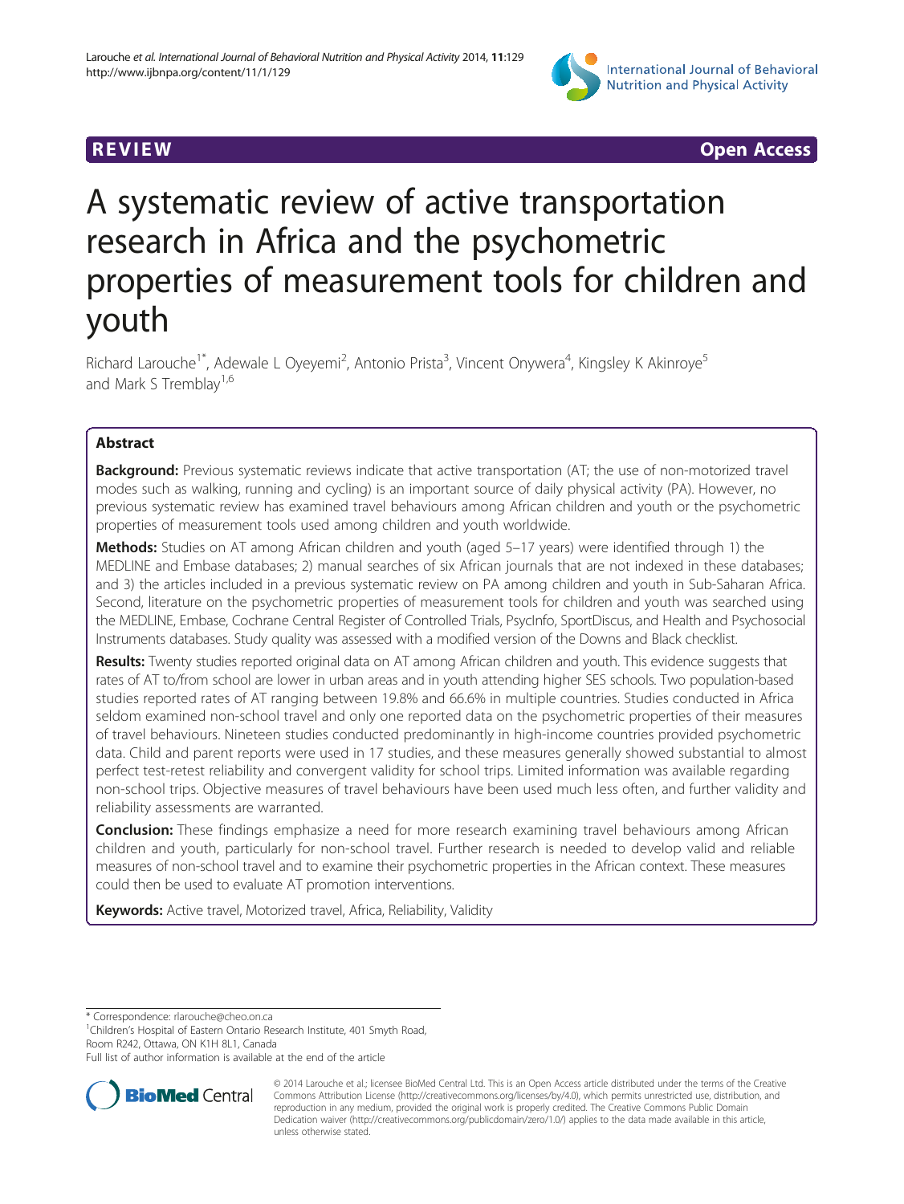**REVIEW** **Open Access**

# A systematic review of active transportation research in Africa and the psychometric properties of measurement tools for children and youth

Richard Larouche[1*], Adewale L Oyeyemi[2], Antonio Prista[3], Vincent Onywera[4], Kingsley K Akinroye[5] and Mark S Tremblay[1,6]

## Abstract

**Background:** Previous systematic reviews indicate that active transportation (AT; the use of non-motorized travel modes such as walking, running and cycling) is an important source of daily physical activity (PA). However, no previous systematic review has examined travel behaviours among African children and youth or the psychometric properties of measurement tools used among children and youth worldwide.

**Methods:** Studies on AT among African children and youth (aged 5–17 years) were identified through 1) the MEDLINE and Embase databases; 2) manual searches of six African journals that are not indexed in these databases; and 3) the articles included in a previous systematic review on PA among children and youth in Sub-Saharan Africa. Second, literature on the psychometric properties of measurement tools for children and youth was searched using the MEDLINE, Embase, Cochrane Central Register of Controlled Trials, PsycInfo, SportDiscus, and Health and Psychosocial Instruments databases. Study quality was assessed with a modified version of the Downs and Black checklist.

**Results:** Twenty studies reported original data on AT among African children and youth. This evidence suggests that rates of AT to/from school are lower in urban areas and in youth attending higher SES schools. Two population-based studies reported rates of AT ranging between 19.8% and 66.6% in multiple countries. Studies conducted in Africa seldom examined non-school travel and only one reported data on the psychometric properties of their measures of travel behaviours. Nineteen studies conducted predominantly in high-income countries provided psychometric data. Child and parent reports were used in 17 studies, and these measures generally showed substantial to almost perfect test-retest reliability and convergent validity for school trips. Limited information was available regarding non-school trips. Objective measures of travel behaviours have been used much less often, and further validity and reliability assessments are warranted.

**Conclusion:** These findings emphasize a need for more research examining travel behaviours among African children and youth, particularly for non-school travel. Further research is needed to develop valid and reliable measures of non-school travel and to examine their psychometric properties in the African context. These measures could then be used to evaluate AT promotion interventions.

**Keywords:** Active travel, Motorized travel, Africa, Reliability, Validity

---

\* Correspondence: rlarouche@cheo.on.ca

[1]Children's Hospital of Eastern Ontario Research Institute, 401 Smyth Road, Room R242, Ottawa, ON K1H 8L1, Canada

Full list of author information is available at the end of the article

© 2014 Larouche et al.; licensee BioMed Central Ltd. This is an Open Access article distributed under the terms of the Creative Commons Attribution License (http://creativecommons.org/licenses/by/4.0), which permits unrestricted use, distribution, and reproduction in any medium, provided the original work is properly credited. The Creative Commons Public Domain Dedication waiver (http://creativecommons.org/publicdomain/zero/1.0/) applies to the data made available in this article, unless otherwise stated.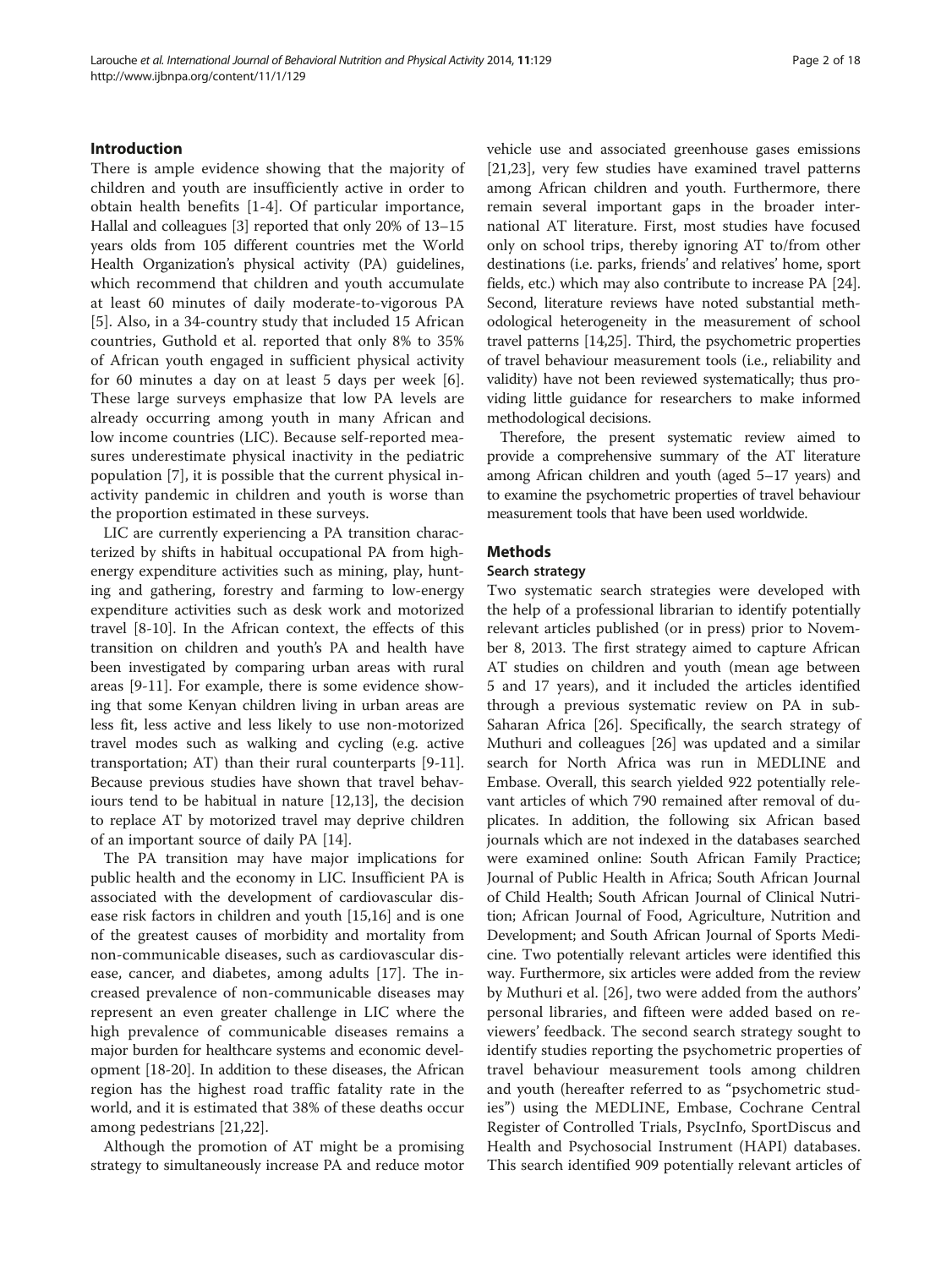## Introduction

There is ample evidence showing that the majority of children and youth are insufficiently active in order to obtain health benefits [1-4]. Of particular importance, Hallal and colleagues [3] reported that only 20% of 13–15 years olds from 105 different countries met the World Health Organization's physical activity (PA) guidelines, which recommend that children and youth accumulate at least 60 minutes of daily moderate-to-vigorous PA [5]. Also, in a 34-country study that included 15 African countries, Guthold et al. reported that only 8% to 35% of African youth engaged in sufficient physical activity for 60 minutes a day on at least 5 days per week [6]. These large surveys emphasize that low PA levels are already occurring among youth in many African and low income countries (LIC). Because self-reported measures underestimate physical inactivity in the pediatric population [7], it is possible that the current physical inactivity pandemic in children and youth is worse than the proportion estimated in these surveys.

LIC are currently experiencing a PA transition characterized by shifts in habitual occupational PA from high-energy expenditure activities such as mining, play, hunting and gathering, forestry and farming to low-energy expenditure activities such as desk work and motorized travel [8-10]. In the African context, the effects of this transition on children and youth's PA and health have been investigated by comparing urban areas with rural areas [9-11]. For example, there is some evidence showing that some Kenyan children living in urban areas are less fit, less active and less likely to use non-motorized travel modes such as walking and cycling (e.g. active transportation; AT) than their rural counterparts [9-11]. Because previous studies have shown that travel behaviours tend to be habitual in nature [12,13], the decision to replace AT by motorized travel may deprive children of an important source of daily PA [14].

The PA transition may have major implications for public health and the economy in LIC. Insufficient PA is associated with the development of cardiovascular disease risk factors in children and youth [15,16] and is one of the greatest causes of morbidity and mortality from non-communicable diseases, such as cardiovascular disease, cancer, and diabetes, among adults [17]. The increased prevalence of non-communicable diseases may represent an even greater challenge in LIC where the high prevalence of communicable diseases remains a major burden for healthcare systems and economic development [18-20]. In addition to these diseases, the African region has the highest road traffic fatality rate in the world, and it is estimated that 38% of these deaths occur among pedestrians [21,22].

Although the promotion of AT might be a promising strategy to simultaneously increase PA and reduce motor vehicle use and associated greenhouse gases emissions [21,23], very few studies have examined travel patterns among African children and youth. Furthermore, there remain several important gaps in the broader international AT literature. First, most studies have focused only on school trips, thereby ignoring AT to/from other destinations (i.e. parks, friends' and relatives' home, sport fields, etc.) which may also contribute to increase PA [24]. Second, literature reviews have noted substantial methodological heterogeneity in the measurement of school travel patterns [14,25]. Third, the psychometric properties of travel behaviour measurement tools (i.e., reliability and validity) have not been reviewed systematically; thus providing little guidance for researchers to make informed methodological decisions.

Therefore, the present systematic review aimed to provide a comprehensive summary of the AT literature among African children and youth (aged 5–17 years) and to examine the psychometric properties of travel behaviour measurement tools that have been used worldwide.

## Methods

### Search strategy

Two systematic search strategies were developed with the help of a professional librarian to identify potentially relevant articles published (or in press) prior to November 8, 2013. The first strategy aimed to capture African AT studies on children and youth (mean age between 5 and 17 years), and it included the articles identified through a previous systematic review on PA in sub-Saharan Africa [26]. Specifically, the search strategy of Muthuri and colleagues [26] was updated and a similar search for North Africa was run in MEDLINE and Embase. Overall, this search yielded 922 potentially relevant articles of which 790 remained after removal of duplicates. In addition, the following six African based journals which are not indexed in the databases searched were examined online: South African Family Practice; Journal of Public Health in Africa; South African Journal of Child Health; South African Journal of Clinical Nutrition; African Journal of Food, Agriculture, Nutrition and Development; and South African Journal of Sports Medicine. Two potentially relevant articles were identified this way. Furthermore, six articles were added from the review by Muthuri et al. [26], two were added from the authors' personal libraries, and fifteen were added based on reviewers' feedback. The second search strategy sought to identify studies reporting the psychometric properties of travel behaviour measurement tools among children and youth (hereafter referred to as "psychometric studies") using the MEDLINE, Embase, Cochrane Central Register of Controlled Trials, PsycInfo, SportDiscus and Health and Psychosocial Instrument (HAPI) databases. This search identified 909 potentially relevant articles of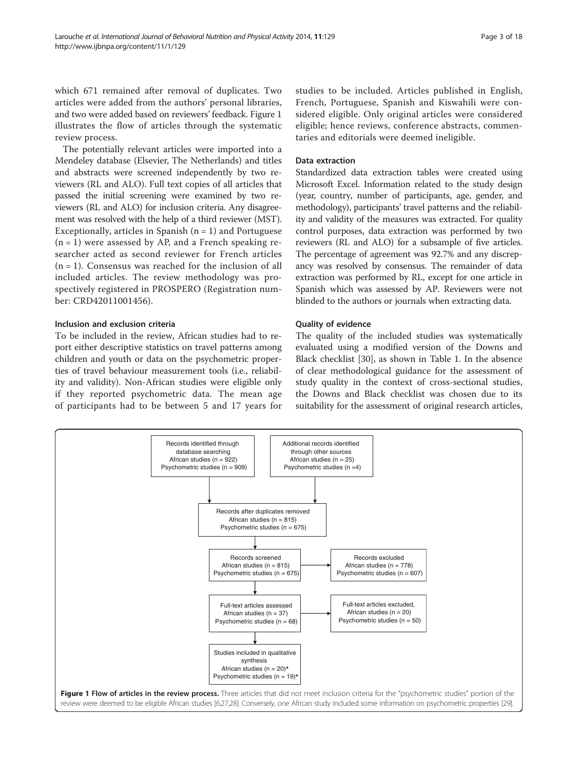which 671 remained after removal of duplicates. Two articles were added from the authors' personal libraries, and two were added based on reviewers' feedback. Figure 1 illustrates the flow of articles through the systematic review process.

The potentially relevant articles were imported into a Mendeley database (Elsevier, The Netherlands) and titles and abstracts were screened independently by two reviewers (RL and ALO). Full text copies of all articles that passed the initial screening were examined by two reviewers (RL and ALO) for inclusion criteria. Any disagreement was resolved with the help of a third reviewer (MST). Exceptionally, articles in Spanish (n = 1) and Portuguese (n = 1) were assessed by AP, and a French speaking researcher acted as second reviewer for French articles (n = 1). Consensus was reached for the inclusion of all included articles. The review methodology was prospectively registered in PROSPERO (Registration number: CRD42011001456).

### Inclusion and exclusion criteria

To be included in the review, African studies had to report either descriptive statistics on travel patterns among children and youth or data on the psychometric properties of travel behaviour measurement tools (i.e., reliability and validity). Non-African studies were eligible only if they reported psychometric data. The mean age of participants had to be between 5 and 17 years for studies to be included. Articles published in English, French, Portuguese, Spanish and Kiswahili were considered eligible. Only original articles were considered eligible; hence reviews, conference abstracts, commentaries and editorials were deemed ineligible.

### Data extraction

Standardized data extraction tables were created using Microsoft Excel. Information related to the study design (year, country, number of participants, age, gender, and methodology), participants' travel patterns and the reliability and validity of the measures was extracted. For quality control purposes, data extraction was performed by two reviewers (RL and ALO) for a subsample of five articles. The percentage of agreement was 92.7% and any discrepancy was resolved by consensus. The remainder of data extraction was performed by RL, except for one article in Spanish which was assessed by AP. Reviewers were not blinded to the authors or journals when extracting data.

### Quality of evidence

The quality of the included studies was systematically evaluated using a modified version of the Downs and Black checklist [30], as shown in Table 1. In the absence of clear methodological guidance for the assessment of study quality in the context of cross-sectional studies, the Downs and Black checklist was chosen due to its suitability for the assessment of original research articles,

Records identified through database searching
African studies (n = 922)
Psychometric studies (n = 909)

Additional records identified through other sources
African studies (n = 25)
Psychometric studies (n =4)

Records after duplicates removed
African studies (n = 815)
Psychometric studies (n = 675)

Records screened
African studies (n = 815)
Psychometric studies (n = 675)

Records excluded
African studies (n = 778)
Psychometric studies (n = 607)

Full-text articles assessed
African studies (n = 37)
Psychometric studies (n = 68)

Full-text articles excluded,
African studies (n = 20)
Psychometric studies (n = 50)

Studies included in qualitative synthesis
African studies (n = 20)*
Psychometric studies (n = 19)*

**Figure 1 Flow of articles in the review process.** Three articles that did not meet inclusion criteria for the "psychometric studies" portion of the review were deemed to be eligible African studies [6,27,28]. Conversely, one African study included some information on psychometric properties [29].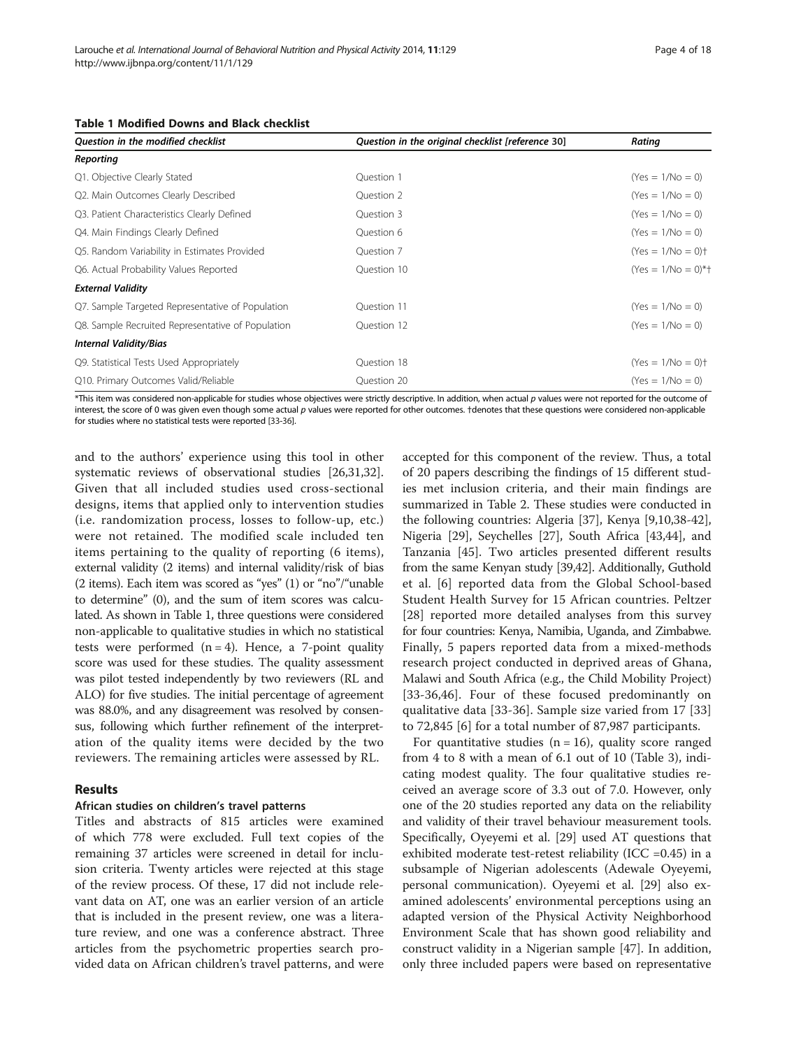**Table 1 Modified Downs and Black checklist**

| Question in the modified checklist | Question in the original checklist [reference 30] | Rating |
|---|---|---|
| ***Reporting*** | | |
| Q1. Objective Clearly Stated | Question 1 | (Yes = 1/No = 0) |
| Q2. Main Outcomes Clearly Described | Question 2 | (Yes = 1/No = 0) |
| Q3. Patient Characteristics Clearly Defined | Question 3 | (Yes = 1/No = 0) |
| Q4. Main Findings Clearly Defined | Question 6 | (Yes = 1/No = 0) |
| Q5. Random Variability in Estimates Provided | Question 7 | (Yes = 1/No = 0)† |
| Q6. Actual Probability Values Reported | Question 10 | (Yes = 1/No = 0)*† |
| ***External Validity*** | | |
| Q7. Sample Targeted Representative of Population | Question 11 | (Yes = 1/No = 0) |
| Q8. Sample Recruited Representative of Population | Question 12 | (Yes = 1/No = 0) |
| ***Internal Validity/Bias*** | | |
| Q9. Statistical Tests Used Appropriately | Question 18 | (Yes = 1/No = 0)† |
| Q10. Primary Outcomes Valid/Reliable | Question 20 | (Yes = 1/No = 0) |

*This item was considered non-applicable for studies whose objectives were strictly descriptive. In addition, when actual *p* values were not reported for the outcome of interest, the score of 0 was given even though some actual *p* values were reported for other outcomes. †denotes that these questions were considered non-applicable for studies where no statistical tests were reported [33-36].

and to the authors' experience using this tool in other systematic reviews of observational studies [26,31,32]. Given that all included studies used cross-sectional designs, items that applied only to intervention studies (i.e. randomization process, losses to follow-up, etc.) were not retained. The modified scale included ten items pertaining to the quality of reporting (6 items), external validity (2 items) and internal validity/risk of bias (2 items). Each item was scored as "yes" (1) or "no"/"unable to determine" (0), and the sum of item scores was calculated. As shown in Table 1, three questions were considered non-applicable to qualitative studies in which no statistical tests were performed (n = 4). Hence, a 7-point quality score was used for these studies. The quality assessment was pilot tested independently by two reviewers (RL and ALO) for five studies. The initial percentage of agreement was 88.0%, and any disagreement was resolved by consensus, following which further refinement of the interpretation of the quality items were decided by the two reviewers. The remaining articles were assessed by RL.

## Results

### African studies on children's travel patterns

Titles and abstracts of 815 articles were examined of which 778 were excluded. Full text copies of the remaining 37 articles were screened in detail for inclusion criteria. Twenty articles were rejected at this stage of the review process. Of these, 17 did not include relevant data on AT, one was an earlier version of an article that is included in the present review, one was a literature review, and one was a conference abstract. Three articles from the psychometric properties search provided data on African children's travel patterns, and were accepted for this component of the review. Thus, a total of 20 papers describing the findings of 15 different studies met inclusion criteria, and their main findings are summarized in Table 2. These studies were conducted in the following countries: Algeria [37], Kenya [9,10,38-42], Nigeria [29], Seychelles [27], South Africa [43,44], and Tanzania [45]. Two articles presented different results from the same Kenyan study [39,42]. Additionally, Guthold et al. [6] reported data from the Global School-based Student Health Survey for 15 African countries. Peltzer [28] reported more detailed analyses from this survey for four countries: Kenya, Namibia, Uganda, and Zimbabwe. Finally, 5 papers reported data from a mixed-methods research project conducted in deprived areas of Ghana, Malawi and South Africa (e.g., the Child Mobility Project) [33-36,46]. Four of these focused predominantly on qualitative data [33-36]. Sample size varied from 17 [33] to 72,845 [6] for a total number of 87,987 participants.

For quantitative studies (n = 16), quality score ranged from 4 to 8 with a mean of 6.1 out of 10 (Table 3), indicating modest quality. The four qualitative studies received an average score of 3.3 out of 7.0. However, only one of the 20 studies reported any data on the reliability and validity of their travel behaviour measurement tools. Specifically, Oyeyemi et al. [29] used AT questions that exhibited moderate test-retest reliability (ICC =0.45) in a subsample of Nigerian adolescents (Adewale Oyeyemi, personal communication). Oyeyemi et al. [29] also examined adolescents' environmental perceptions using an adapted version of the Physical Activity Neighborhood Environment Scale that has shown good reliability and construct validity in a Nigerian sample [47]. In addition, only three included papers were based on representative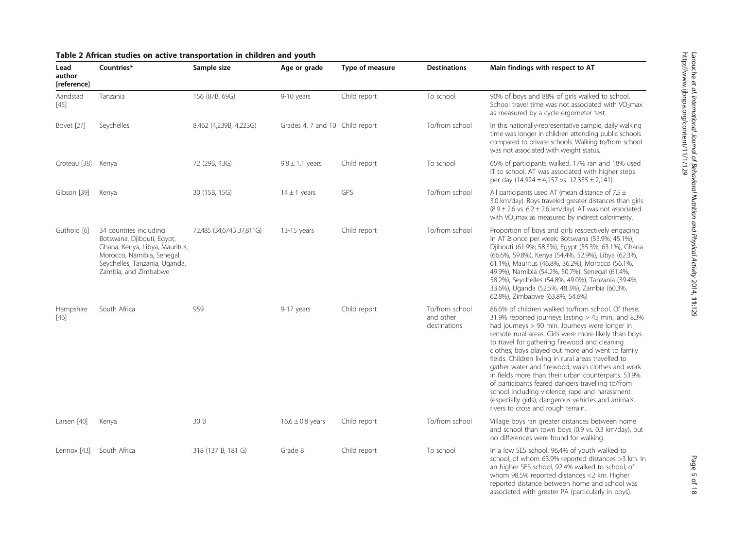**Table 2 African studies on active transportation in children and youth**

| Lead author [reference] | Countries* | Sample size | Age or grade | Type of measure | Destinations | Main findings with respect to AT |
|---|---|---|---|---|---|---|
| Aandstad [45] | Tanzania | 156 (87B, 69G) | 9-10 years | Child report | To school | 90% of boys and 88% of girls walked to school. School travel time was not associated with $VO_2$max as measured by a cycle ergometer test. |
| Bovet [27] | Seychelles | 8,462 (4,239B, 4,223G) | Grades 4, 7 and 10 | Child report | To/from school | In this nationally-representative sample, daily walking time was longer in children attending public schools compared to private schools. Walking to/from school was not associated with weight status. |
| Croteau [38] | Kenya | 72 (29B, 43G) | $9.8 \pm 1.1$ years | Child report | To school | 65% of participants walked, 17% ran and 18% used IT to school. AT was associated with higher steps per day ($14{,}924 \pm 4{,}157$ vs. $12{,}335 \pm 2{,}141$). |
| Gibson [39] | Kenya | 30 (15B, 15G) | $14 \pm 1$ years | GPS | To/from school | All participants used AT (mean distance of $7.5 \pm 3.0$ km/day). Boys traveled greater distances than girls ($8.9 \pm 2.6$ vs. $6.2 \pm 2.6$ km/day). AT was not associated with $VO_2$max as measured by indirect calorimerty. |
| Guthold [6] | 34 countries including Botswana, Djibouti, Egypt, Ghana, Kenya, Libya, Mauritus, Morocco, Namibia, Senegal, Seychelles, Tanzania, Uganda, Zambia, and Zimbabwe | 72,485 (34,674B 37,811G) | 13-15 years | Child report | To/from school | Proportion of boys and girls respectively engaging in AT ≥ once per week: Botswana (53.9%; 45.1%), Djibouti (61.9%; 58.3%), Egypt (55.3%, 63.1%), Ghana (66.6%, 59.8%), Kenya (54.4%, 52.9%), Libya (62.3%, 61.1%), Mauritus (46.8%, 36.2%), Morocco (56.1%, 49.9%), Namibia (54.2%, 50.7%), Senegal (61.4%, 58.2%), Seychelles (54.8%, 49.0%), Tanzania (39.4%, 33.6%), Uganda (52.5%, 48.3%), Zambia (60.3%, 62.8%), Zimbabwe (63.8%, 54.6%) |
| Hampshire [46] | South Africa | 959 | 9-17 years | Child report | To/from school and other destinations | 86.6% of children walked to/from school. Of these, 31.9% reported journeys lasting > 45 min., and 8.3% had journeys > 90 min. Journeys were longer in remote rural areas. Girls were more likely than boys to travel for gathering firewood and cleaning clothes; boys played out more and went to family fields. Children living in rural areas travelled to gather water and firewood, wash clothes and work in fields more than their urban counterparts. 53.9% of participants feared dangers travelling to/from school including violence, rape and harassment (especially girls), dangerous vehicles and animals, rivers to cross and rough terrain. |
| Larsen [40] | Kenya | 30 B | $16.6 \pm 0.8$ years | Child report | To/from school | Village boys ran greater distances between home and school than town boys (0.9 vs. 0.3 km/day), but no differences were found for walking. |
| Lennox [43] | South Africa | 318 (137 B, 181 G) | Grade 8 | Child report | To school | In a low SES school, 96.4% of youth walked to school, of whom 63.9% reported distances >3 km. In an higher SES school, 92.4% walked to school, of whom 98.5% reported distances <2 km. Higher reported distance between home and school was associated with greater PA (particularly in boys). |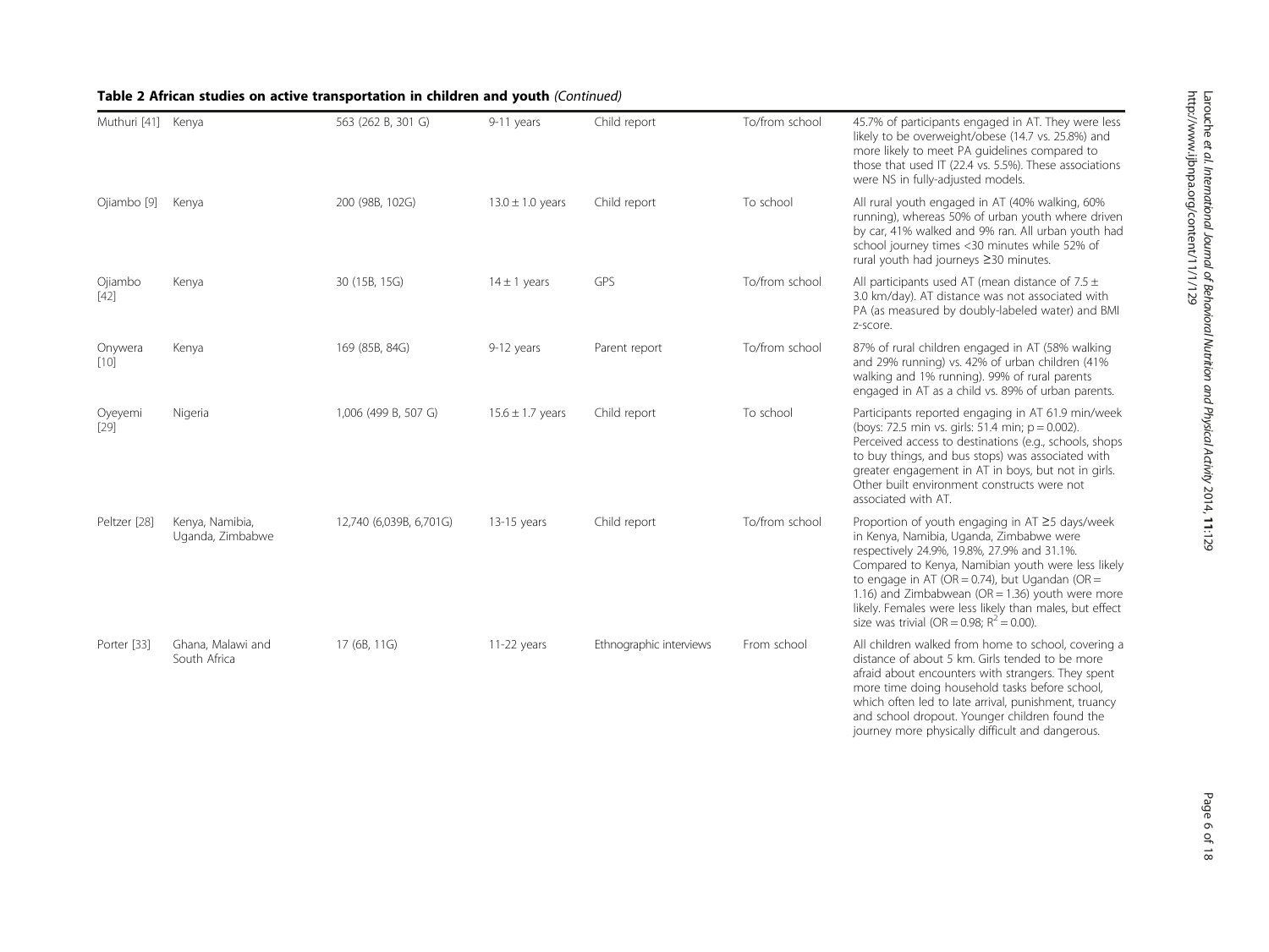**Table 2 African studies on active transportation in children and youth** *(Continued)*

| | | | | | | |
|---|---|---|---|---|---|---|
| Muthuri [41] | Kenya | 563 (262 B, 301 G) | 9-11 years | Child report | To/from school | 45.7% of participants engaged in AT. They were less likely to be overweight/obese (14.7 vs. 25.8%) and more likely to meet PA guidelines compared to those that used IT (22.4 vs. 5.5%). These associations were NS in fully-adjusted models. |
| Ojiambo [9] | Kenya | 200 (98B, 102G) | 13.0 ± 1.0 years | Child report | To school | All rural youth engaged in AT (40% walking, 60% running), whereas 50% of urban youth where driven by car, 41% walked and 9% ran. All urban youth had school journey times <30 minutes while 52% of rural youth had journeys ≥30 minutes. |
| Ojiambo [42] | Kenya | 30 (15B, 15G) | 14 ± 1 years | GPS | To/from school | All participants used AT (mean distance of 7.5 ± 3.0 km/day). AT distance was not associated with PA (as measured by doubly-labeled water) and BMI z-score. |
| Onywera [10] | Kenya | 169 (85B, 84G) | 9-12 years | Parent report | To/from school | 87% of rural children engaged in AT (58% walking and 29% running) vs. 42% of urban children (41% walking and 1% running). 99% of rural parents engaged in AT as a child vs. 89% of urban parents. |
| Oyeyemi [29] | Nigeria | 1,006 (499 B, 507 G) | 15.6 ± 1.7 years | Child report | To school | Participants reported engaging in AT 61.9 min/week (boys: 72.5 min vs. girls: 51.4 min; $p = 0.002$). Perceived access to destinations (e.g., schools, shops to buy things, and bus stops) was associated with greater engagement in AT in boys, but not in girls. Other built environment constructs were not associated with AT. |
| Peltzer [28] | Kenya, Namibia, Uganda, Zimbabwe | 12,740 (6,039B, 6,701G) | 13-15 years | Child report | To/from school | Proportion of youth engaging in AT ≥5 days/week in Kenya, Namibia, Uganda, Zimbabwe were respectively 24.9%, 19.8%, 27.9% and 31.1%. Compared to Kenya, Namibian youth were less likely to engage in AT (OR = 0.74), but Ugandan (OR = 1.16) and Zimbabwean (OR = 1.36) youth were more likely. Females were less likely than males, but effect size was trivial (OR = 0.98; $R^2 = 0.00$). |
| Porter [33] | Ghana, Malawi and South Africa | 17 (6B, 11G) | 11-22 years | Ethnographic interviews | From school | All children walked from home to school, covering a distance of about 5 km. Girls tended to be more afraid about encounters with strangers. They spent more time doing household tasks before school, which often led to late arrival, punishment, truancy and school dropout. Younger children found the journey more physically difficult and dangerous. |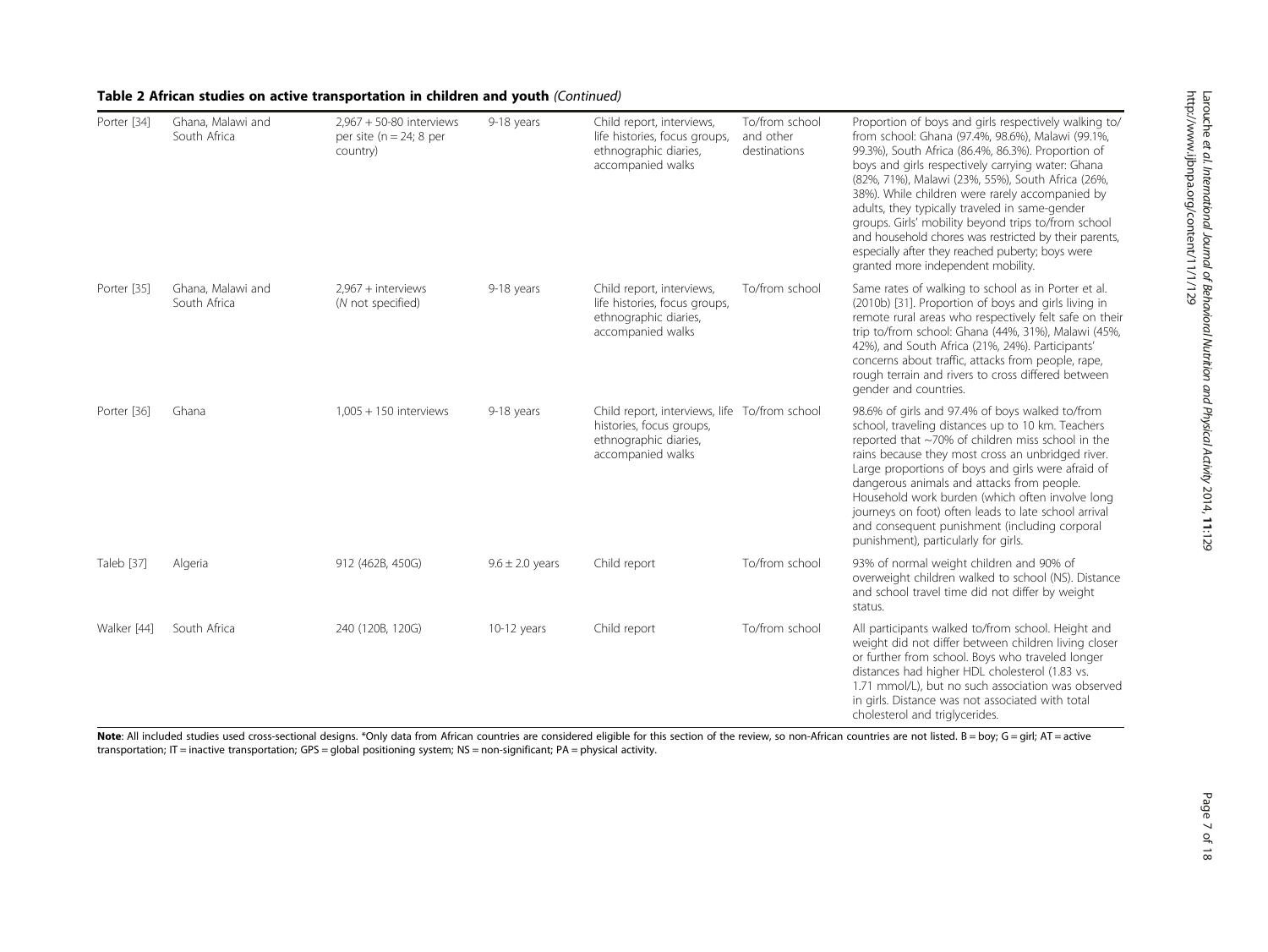**Table 2 African studies on active transportation in children and youth** *(Continued)*

| | | | | | | |
|---|---|---|---|---|---|---|
| Porter [34] | Ghana, Malawi and South Africa | 2,967 + 50-80 interviews per site (n = 24; 8 per country) | 9-18 years | Child report, interviews, life histories, focus groups, ethnographic diaries, accompanied walks | To/from school and other destinations | Proportion of boys and girls respectively walking to/from school: Ghana (97.4%, 98.6%), Malawi (99.1%, 99.3%), South Africa (86.4%, 86.3%). Proportion of boys and girls respectively carrying water: Ghana (82%, 71%), Malawi (23%, 55%), South Africa (26%, 38%). While children were rarely accompanied by adults, they typically traveled in same-gender groups. Girls' mobility beyond trips to/from school and household chores was restricted by their parents, especially after they reached puberty; boys were granted more independent mobility. |
| Porter [35] | Ghana, Malawi and South Africa | 2,967 + interviews (*N* not specified) | 9-18 years | Child report, interviews, life histories, focus groups, ethnographic diaries, accompanied walks | To/from school | Same rates of walking to school as in Porter et al. (2010b) [31]. Proportion of boys and girls living in remote rural areas who respectively felt safe on their trip to/from school: Ghana (44%, 31%), Malawi (45%, 42%), and South Africa (21%, 24%). Participants' concerns about traffic, attacks from people, rape, rough terrain and rivers to cross differed between gender and countries. |
| Porter [36] | Ghana | 1,005 + 150 interviews | 9-18 years | Child report, interviews, life histories, focus groups, ethnographic diaries, accompanied walks | To/from school | 98.6% of girls and 97.4% of boys walked to/from school, traveling distances up to 10 km. Teachers reported that ~70% of children miss school in the rains because they most cross an unbridged river. Large proportions of boys and girls were afraid of dangerous animals and attacks from people. Household work burden (which often involve long journeys on foot) often leads to late school arrival and consequent punishment (including corporal punishment), particularly for girls. |
| Taleb [37] | Algeria | 912 (462B, 450G) | 9.6 ± 2.0 years | Child report | To/from school | 93% of normal weight children and 90% of overweight children walked to school (NS). Distance and school travel time did not differ by weight status. |
| Walker [44] | South Africa | 240 (120B, 120G) | 10-12 years | Child report | To/from school | All participants walked to/from school. Height and weight did not differ between children living closer or further from school. Boys who traveled longer distances had higher HDL cholesterol (1.83 vs. 1.71 mmol/L), but no such association was observed in girls. Distance was not associated with total cholesterol and triglycerides. |

**Note**: All included studies used cross-sectional designs. *Only data from African countries are considered eligible for this section of the review, so non-African countries are not listed. B = boy; G = girl; AT = active transportation; IT = inactive transportation; GPS = global positioning system; NS = non-significant; PA = physical activity.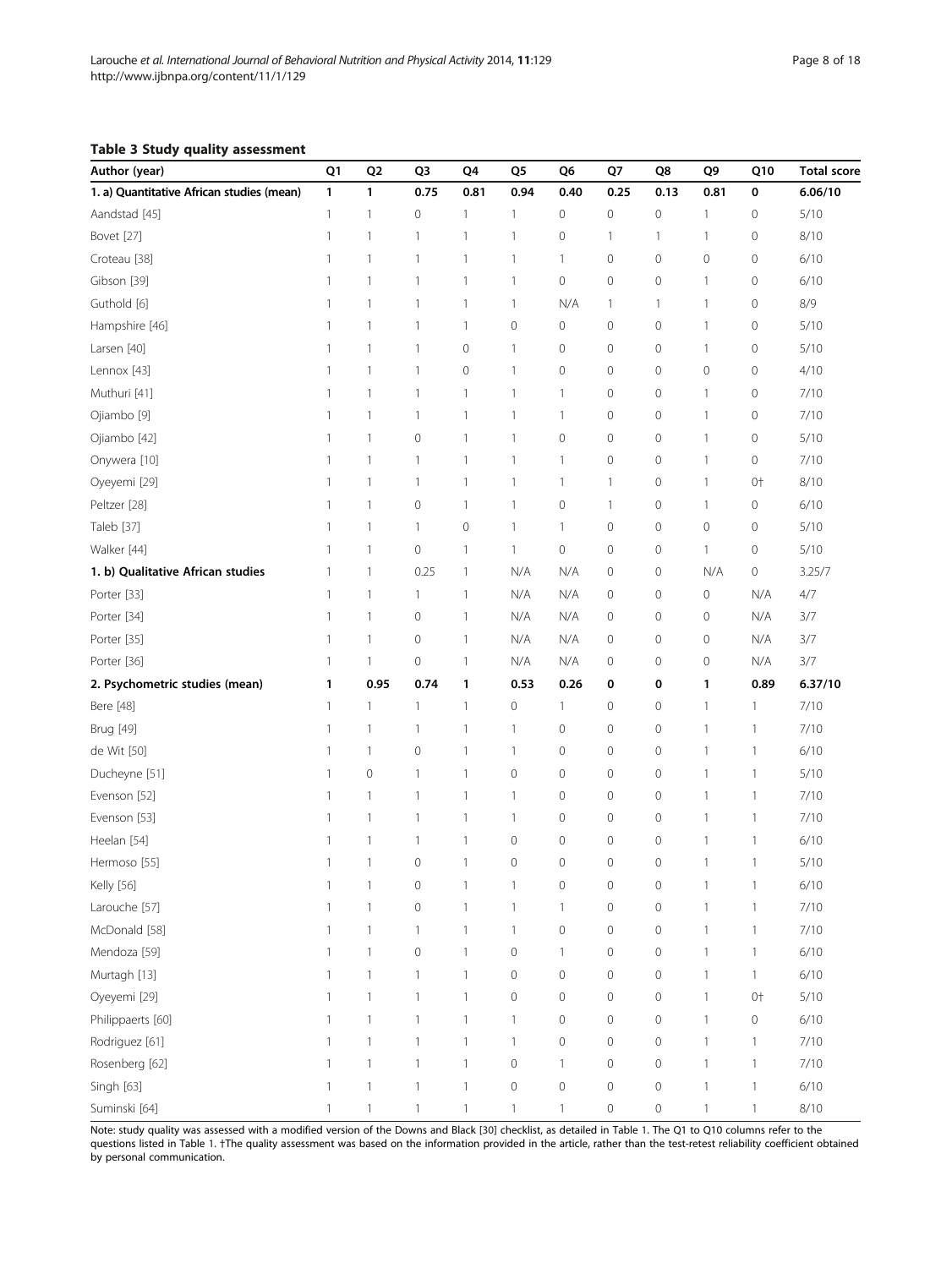**Table 3 Study quality assessment**

| Author (year) | Q1 | Q2 | Q3 | Q4 | Q5 | Q6 | Q7 | Q8 | Q9 | Q10 | Total score |
|---|---|---|---|---|---|---|---|---|---|---|---|
| **1. a) Quantitative African studies (mean)** | **1** | **1** | **0.75** | **0.81** | **0.94** | **0.40** | **0.25** | **0.13** | **0.81** | **0** | **6.06/10** |
| Aandstad [45] | 1 | 1 | 0 | 1 | 1 | 0 | 0 | 0 | 1 | 0 | 5/10 |
| Bovet [27] | 1 | 1 | 1 | 1 | 1 | 0 | 1 | 1 | 1 | 0 | 8/10 |
| Croteau [38] | 1 | 1 | 1 | 1 | 1 | 1 | 0 | 0 | 0 | 0 | 6/10 |
| Gibson [39] | 1 | 1 | 1 | 1 | 1 | 0 | 0 | 0 | 1 | 0 | 6/10 |
| Guthold [6] | 1 | 1 | 1 | 1 | 1 | N/A | 1 | 1 | 1 | 0 | 8/9 |
| Hampshire [46] | 1 | 1 | 1 | 1 | 0 | 0 | 0 | 0 | 1 | 0 | 5/10 |
| Larsen [40] | 1 | 1 | 1 | 0 | 1 | 0 | 0 | 0 | 1 | 0 | 5/10 |
| Lennox [43] | 1 | 1 | 1 | 0 | 1 | 0 | 0 | 0 | 0 | 0 | 4/10 |
| Muthuri [41] | 1 | 1 | 1 | 1 | 1 | 1 | 0 | 0 | 1 | 0 | 7/10 |
| Ojiambo [9] | 1 | 1 | 1 | 1 | 1 | 1 | 0 | 0 | 1 | 0 | 7/10 |
| Ojiambo [42] | 1 | 1 | 0 | 1 | 1 | 0 | 0 | 0 | 1 | 0 | 5/10 |
| Onywera [10] | 1 | 1 | 1 | 1 | 1 | 1 | 0 | 0 | 1 | 0 | 7/10 |
| Oyeyemi [29] | 1 | 1 | 1 | 1 | 1 | 1 | 1 | 0 | 1 | 0† | 8/10 |
| Peltzer [28] | 1 | 1 | 0 | 1 | 1 | 0 | 1 | 0 | 1 | 0 | 6/10 |
| Taleb [37] | 1 | 1 | 1 | 0 | 1 | 1 | 0 | 0 | 0 | 0 | 5/10 |
| Walker [44] | 1 | 1 | 0 | 1 | 1 | 0 | 0 | 0 | 1 | 0 | 5/10 |
| **1. b) Qualitative African studies** | 1 | 1 | 0.25 | 1 | N/A | N/A | 0 | 0 | N/A | 0 | 3.25/7 |
| Porter [33] | 1 | 1 | 1 | 1 | N/A | N/A | 0 | 0 | 0 | N/A | 4/7 |
| Porter [34] | 1 | 1 | 0 | 1 | N/A | N/A | 0 | 0 | 0 | N/A | 3/7 |
| Porter [35] | 1 | 1 | 0 | 1 | N/A | N/A | 0 | 0 | 0 | N/A | 3/7 |
| Porter [36] | 1 | 1 | 0 | 1 | N/A | N/A | 0 | 0 | 0 | N/A | 3/7 |
| **2. Psychometric studies (mean)** | **1** | **0.95** | **0.74** | **1** | **0.53** | **0.26** | **0** | **0** | **1** | **0.89** | **6.37/10** |
| Bere [48] | 1 | 1 | 1 | 1 | 0 | 1 | 0 | 0 | 1 | 1 | 7/10 |
| Brug [49] | 1 | 1 | 1 | 1 | 1 | 0 | 0 | 0 | 1 | 1 | 7/10 |
| de Wit [50] | 1 | 1 | 0 | 1 | 1 | 0 | 0 | 0 | 1 | 1 | 6/10 |
| Ducheyne [51] | 1 | 0 | 1 | 1 | 0 | 0 | 0 | 0 | 1 | 1 | 5/10 |
| Evenson [52] | 1 | 1 | 1 | 1 | 1 | 0 | 0 | 0 | 1 | 1 | 7/10 |
| Evenson [53] | 1 | 1 | 1 | 1 | 1 | 0 | 0 | 0 | 1 | 1 | 7/10 |
| Heelan [54] | 1 | 1 | 1 | 1 | 0 | 0 | 0 | 0 | 1 | 1 | 6/10 |
| Hermoso [55] | 1 | 1 | 0 | 1 | 0 | 0 | 0 | 0 | 1 | 1 | 5/10 |
| Kelly [56] | 1 | 1 | 0 | 1 | 1 | 0 | 0 | 0 | 1 | 1 | 6/10 |
| Larouche [57] | 1 | 1 | 0 | 1 | 1 | 1 | 0 | 0 | 1 | 1 | 7/10 |
| McDonald [58] | 1 | 1 | 1 | 1 | 1 | 0 | 0 | 0 | 1 | 1 | 7/10 |
| Mendoza [59] | 1 | 1 | 0 | 1 | 0 | 1 | 0 | 0 | 1 | 1 | 6/10 |
| Murtagh [13] | 1 | 1 | 1 | 1 | 0 | 0 | 0 | 0 | 1 | 1 | 6/10 |
| Oyeyemi [29] | 1 | 1 | 1 | 1 | 0 | 0 | 0 | 0 | 1 | 0† | 5/10 |
| Philippaerts [60] | 1 | 1 | 1 | 1 | 1 | 0 | 0 | 0 | 1 | 0 | 6/10 |
| Rodriguez [61] | 1 | 1 | 1 | 1 | 1 | 0 | 0 | 0 | 1 | 1 | 7/10 |
| Rosenberg [62] | 1 | 1 | 1 | 1 | 0 | 1 | 0 | 0 | 1 | 1 | 7/10 |
| Singh [63] | 1 | 1 | 1 | 1 | 0 | 0 | 0 | 0 | 1 | 1 | 6/10 |
| Suminski [64] | 1 | 1 | 1 | 1 | 1 | 1 | 0 | 0 | 1 | 1 | 8/10 |

Note: study quality was assessed with a modified version of the Downs and Black [30] checklist, as detailed in Table 1. The Q1 to Q10 columns refer to the questions listed in Table 1. †The quality assessment was based on the information provided in the article, rather than the test-retest reliability coefficient obtained by personal communication.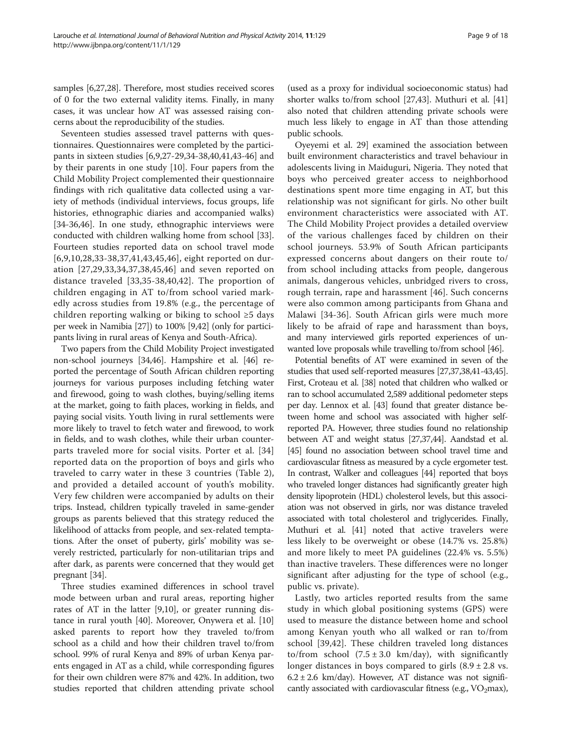samples [6,27,28]. Therefore, most studies received scores of 0 for the two external validity items. Finally, in many cases, it was unclear how AT was assessed raising concerns about the reproducibility of the studies.

Seventeen studies assessed travel patterns with questionnaires. Questionnaires were completed by the participants in sixteen studies [6,9,27-29,34-38,40,41,43-46] and by their parents in one study [10]. Four papers from the Child Mobility Project complemented their questionnaire findings with rich qualitative data collected using a variety of methods (individual interviews, focus groups, life histories, ethnographic diaries and accompanied walks) [34-36,46]. In one study, ethnographic interviews were conducted with children walking home from school [33]. Fourteen studies reported data on school travel mode [6,9,10,28,33-38,37,41,43,45,46], eight reported on duration [27,29,33,34,37,38,45,46] and seven reported on distance traveled [33,35-38,40,42]. The proportion of children engaging in AT to/from school varied markedly across studies from 19.8% (e.g., the percentage of children reporting walking or biking to school ≥5 days per week in Namibia [27]) to 100% [9,42] (only for participants living in rural areas of Kenya and South-Africa).

Two papers from the Child Mobility Project investigated non-school journeys [34,46]. Hampshire et al. [46] reported the percentage of South African children reporting journeys for various purposes including fetching water and firewood, going to wash clothes, buying/selling items at the market, going to faith places, working in fields, and paying social visits. Youth living in rural settlements were more likely to travel to fetch water and firewood, to work in fields, and to wash clothes, while their urban counterparts traveled more for social visits. Porter et al. [34] reported data on the proportion of boys and girls who traveled to carry water in these 3 countries (Table 2), and provided a detailed account of youth's mobility. Very few children were accompanied by adults on their trips. Instead, children typically traveled in same-gender groups as parents believed that this strategy reduced the likelihood of attacks from people, and sex-related temptations. After the onset of puberty, girls' mobility was severely restricted, particularly for non-utilitarian trips and after dark, as parents were concerned that they would get pregnant [34].

Three studies examined differences in school travel mode between urban and rural areas, reporting higher rates of AT in the latter [9,10], or greater running distance in rural youth [40]. Moreover, Onywera et al. [10] asked parents to report how they traveled to/from school as a child and how their children travel to/from school. 99% of rural Kenya and 89% of urban Kenya parents engaged in AT as a child, while corresponding figures for their own children were 87% and 42%. In addition, two studies reported that children attending private school (used as a proxy for individual socioeconomic status) had shorter walks to/from school [27,43]. Muthuri et al. [41] also noted that children attending private schools were much less likely to engage in AT than those attending public schools.

Oyeyemi et al. 29] examined the association between built environment characteristics and travel behaviour in adolescents living in Maiduguri, Nigeria. They noted that boys who perceived greater access to neighborhood destinations spent more time engaging in AT, but this relationship was not significant for girls. No other built environment characteristics were associated with AT. The Child Mobility Project provides a detailed overview of the various challenges faced by children on their school journeys. 53.9% of South African participants expressed concerns about dangers on their route to/from school including attacks from people, dangerous animals, dangerous vehicles, unbridged rivers to cross, rough terrain, rape and harassment [46]. Such concerns were also common among participants from Ghana and Malawi [34-36]. South African girls were much more likely to be afraid of rape and harassment than boys, and many interviewed girls reported experiences of unwanted love proposals while travelling to/from school [46].

Potential benefits of AT were examined in seven of the studies that used self-reported measures [27,37,38,41-43,45]. First, Croteau et al. [38] noted that children who walked or ran to school accumulated 2,589 additional pedometer steps per day. Lennox et al. [43] found that greater distance between home and school was associated with higher self-reported PA. However, three studies found no relationship between AT and weight status [27,37,44]. Aandstad et al. [45] found no association between school travel time and cardiovascular fitness as measured by a cycle ergometer test. In contrast, Walker and colleagues [44] reported that boys who traveled longer distances had significantly greater high density lipoprotein (HDL) cholesterol levels, but this association was not observed in girls, nor was distance traveled associated with total cholesterol and triglycerides. Finally, Muthuri et al. [41] noted that active travelers were less likely to be overweight or obese (14.7% vs. 25.8%) and more likely to meet PA guidelines (22.4% vs. 5.5%) than inactive travelers. These differences were no longer significant after adjusting for the type of school (e.g., public vs. private).

Lastly, two articles reported results from the same study in which global positioning systems (GPS) were used to measure the distance between home and school among Kenyan youth who all walked or ran to/from school [39,42]. These children traveled long distances to/from school ($7.5 \pm 3.0$ km/day), with significantly longer distances in boys compared to girls ($8.9 \pm 2.8$ vs. $6.2 \pm 2.6$ km/day). However, AT distance was not significantly associated with cardiovascular fitness (e.g., $VO_2$max),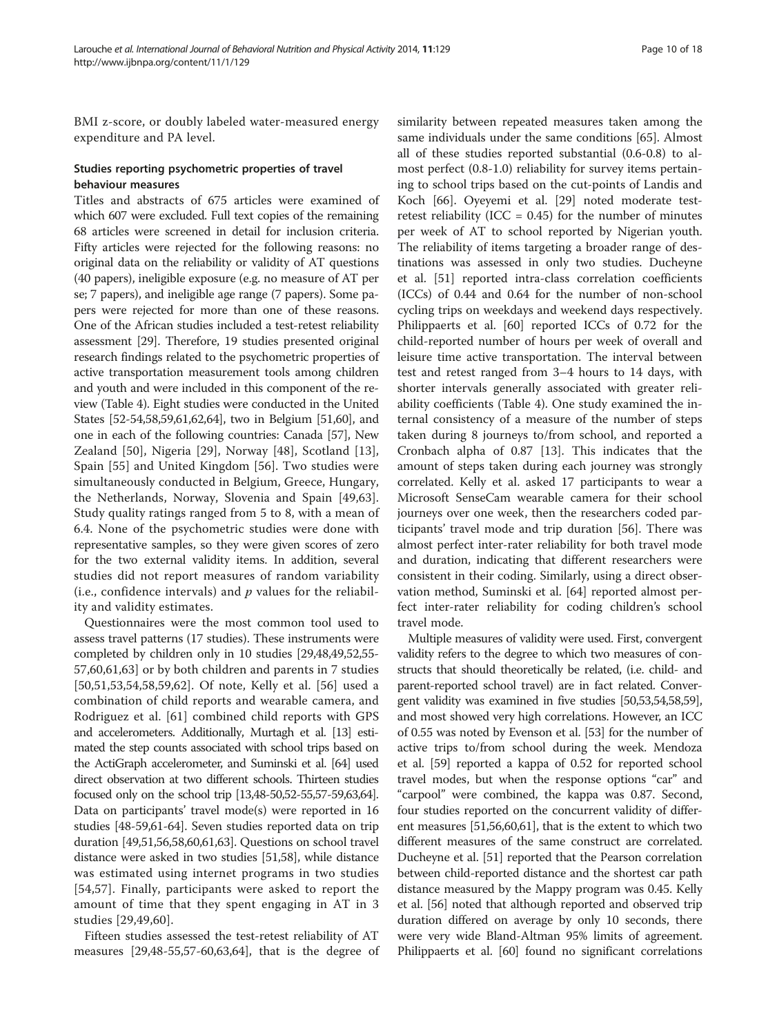BMI z-score, or doubly labeled water-measured energy expenditure and PA level.

### Studies reporting psychometric properties of travel behaviour measures

Titles and abstracts of 675 articles were examined of which 607 were excluded. Full text copies of the remaining 68 articles were screened in detail for inclusion criteria. Fifty articles were rejected for the following reasons: no original data on the reliability or validity of AT questions (40 papers), ineligible exposure (e.g. no measure of AT per se; 7 papers), and ineligible age range (7 papers). Some papers were rejected for more than one of these reasons. One of the African studies included a test-retest reliability assessment [29]. Therefore, 19 studies presented original research findings related to the psychometric properties of active transportation measurement tools among children and youth and were included in this component of the review (Table 4). Eight studies were conducted in the United States [52-54,58,59,61,62,64], two in Belgium [51,60], and one in each of the following countries: Canada [57], New Zealand [50], Nigeria [29], Norway [48], Scotland [13], Spain [55] and United Kingdom [56]. Two studies were simultaneously conducted in Belgium, Greece, Hungary, the Netherlands, Norway, Slovenia and Spain [49,63]. Study quality ratings ranged from 5 to 8, with a mean of 6.4. None of the psychometric studies were done with representative samples, so they were given scores of zero for the two external validity items. In addition, several studies did not report measures of random variability (i.e., confidence intervals) and *p* values for the reliability and validity estimates.

Questionnaires were the most common tool used to assess travel patterns (17 studies). These instruments were completed by children only in 10 studies [29,48,49,52,55-57,60,61,63] or by both children and parents in 7 studies [50,51,53,54,58,59,62]. Of note, Kelly et al. [56] used a combination of child reports and wearable camera, and Rodriguez et al. [61] combined child reports with GPS and accelerometers. Additionally, Murtagh et al. [13] estimated the step counts associated with school trips based on the ActiGraph accelerometer, and Suminski et al. [64] used direct observation at two different schools. Thirteen studies focused only on the school trip [13,48-50,52-55,57-59,63,64]. Data on participants' travel mode(s) were reported in 16 studies [48-59,61-64]. Seven studies reported data on trip duration [49,51,56,58,60,61,63]. Questions on school travel distance were asked in two studies [51,58], while distance was estimated using internet programs in two studies [54,57]. Finally, participants were asked to report the amount of time that they spent engaging in AT in 3 studies [29,49,60].

Fifteen studies assessed the test-retest reliability of AT measures [29,48-55,57-60,63,64], that is the degree of similarity between repeated measures taken among the same individuals under the same conditions [65]. Almost all of these studies reported substantial (0.6-0.8) to almost perfect (0.8-1.0) reliability for survey items pertaining to school trips based on the cut-points of Landis and Koch [66]. Oyeyemi et al. [29] noted moderate test-retest reliability (ICC = 0.45) for the number of minutes per week of AT to school reported by Nigerian youth. The reliability of items targeting a broader range of destinations was assessed in only two studies. Ducheyne et al. [51] reported intra-class correlation coefficients (ICCs) of 0.44 and 0.64 for the number of non-school cycling trips on weekdays and weekend days respectively. Philippaerts et al. [60] reported ICCs of 0.72 for the child-reported number of hours per week of overall and leisure time active transportation. The interval between test and retest ranged from 3–4 hours to 14 days, with shorter intervals generally associated with greater reliability coefficients (Table 4). One study examined the internal consistency of a measure of the number of steps taken during 8 journeys to/from school, and reported a Cronbach alpha of 0.87 [13]. This indicates that the amount of steps taken during each journey was strongly correlated. Kelly et al. asked 17 participants to wear a Microsoft SenseCam wearable camera for their school journeys over one week, then the researchers coded participants' travel mode and trip duration [56]. There was almost perfect inter-rater reliability for both travel mode and duration, indicating that different researchers were consistent in their coding. Similarly, using a direct observation method, Suminski et al. [64] reported almost perfect inter-rater reliability for coding children's school travel mode.

Multiple measures of validity were used. First, convergent validity refers to the degree to which two measures of constructs that should theoretically be related, (i.e. child- and parent-reported school travel) are in fact related. Convergent validity was examined in five studies [50,53,54,58,59], and most showed very high correlations. However, an ICC of 0.55 was noted by Evenson et al. [53] for the number of active trips to/from school during the week. Mendoza et al. [59] reported a kappa of 0.52 for reported school travel modes, but when the response options "car" and "carpool" were combined, the kappa was 0.87. Second, four studies reported on the concurrent validity of different measures [51,56,60,61], that is the extent to which two different measures of the same construct are correlated. Ducheyne et al. [51] reported that the Pearson correlation between child-reported distance and the shortest car path distance measured by the Mappy program was 0.45. Kelly et al. [56] noted that although reported and observed trip duration differed on average by only 10 seconds, there were very wide Bland-Altman 95% limits of agreement. Philippaerts et al. [60] found no significant correlations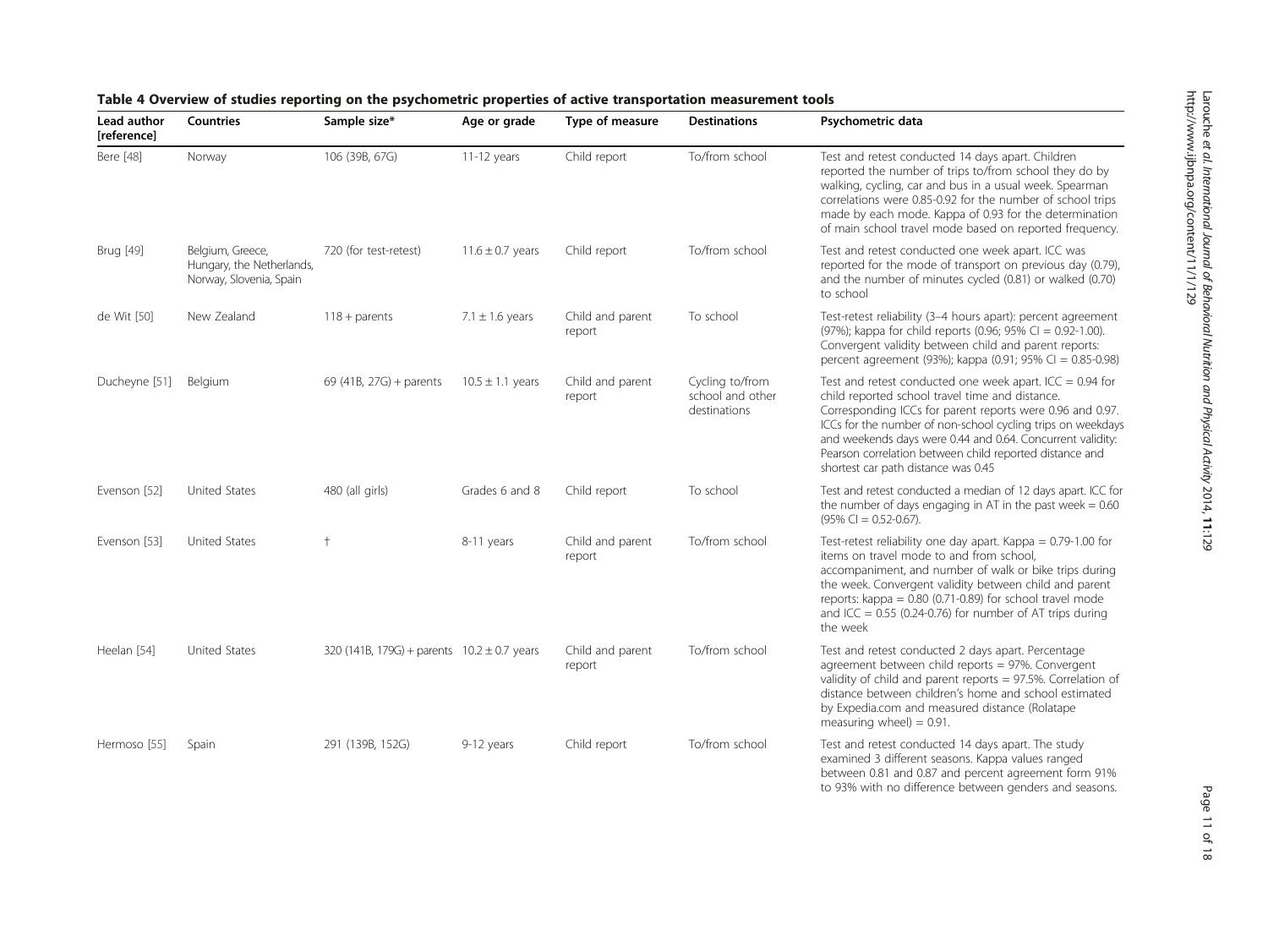**Table 4 Overview of studies reporting on the psychometric properties of active transportation measurement tools**

| Lead author [reference] | Countries | Sample size* | Age or grade | Type of measure | Destinations | Psychometric data |
|---|---|---|---|---|---|---|
| Bere [48] | Norway | 106 (39B, 67G) | 11-12 years | Child report | To/from school | Test and retest conducted 14 days apart. Children reported the number of trips to/from school they do by walking, cycling, car and bus in a usual week. Spearman correlations were 0.85-0.92 for the number of school trips made by each mode. Kappa of 0.93 for the determination of main school travel mode based on reported frequency. |
| Brug [49] | Belgium, Greece, Hungary, the Netherlands, Norway, Slovenia, Spain | 720 (for test-retest) | 11.6 ± 0.7 years | Child report | To/from school | Test and retest conducted one week apart. ICC was reported for the mode of transport on previous day (0.79), and the number of minutes cycled (0.81) or walked (0.70) to school |
| de Wit [50] | New Zealand | 118 + parents | 7.1 ± 1.6 years | Child and parent report | To school | Test-retest reliability (3–4 hours apart): percent agreement (97%); kappa for child reports (0.96; 95% CI = 0.92-1.00). Convergent validity between child and parent reports: percent agreement (93%); kappa (0.91; 95% CI = 0.85-0.98) |
| Ducheyne [51] | Belgium | 69 (41B, 27G) + parents | 10.5 ± 1.1 years | Child and parent report | Cycling to/from school and other destinations | Test and retest conducted one week apart. ICC = 0.94 for child reported school travel time and distance. Corresponding ICCs for parent reports were 0.96 and 0.97. ICCs for the number of non-school cycling trips on weekdays and weekends days were 0.44 and 0.64. Concurrent validity: Pearson correlation between child reported distance and shortest car path distance was 0.45 |
| Evenson [52] | United States | 480 (all girls) | Grades 6 and 8 | Child report | To school | Test and retest conducted a median of 12 days apart. ICC for the number of days engaging in AT in the past week = 0.60 (95% CI = 0.52-0.67). |
| Evenson [53] | United States | † | 8-11 years | Child and parent report | To/from school | Test-retest reliability one day apart. Kappa = 0.79-1.00 for items on travel mode to and from school, accompaniment, and number of walk or bike trips during the week. Convergent validity between child and parent reports: kappa = 0.80 (0.71-0.89) for school travel mode and ICC = 0.55 (0.24-0.76) for number of AT trips during the week |
| Heelan [54] | United States | 320 (141B, 179G) + parents | 10.2 ± 0.7 years | Child and parent report | To/from school | Test and retest conducted 2 days apart. Percentage agreement between child reports = 97%. Convergent validity of child and parent reports = 97.5%. Correlation of distance between children's home and school estimated by Expedia.com and measured distance (Rolatape measuring wheel) = 0.91. |
| Hermoso [55] | Spain | 291 (139B, 152G) | 9-12 years | Child report | To/from school | Test and retest conducted 14 days apart. The study examined 3 different seasons. Kappa values ranged between 0.81 and 0.87 and percent agreement form 91% to 93% with no difference between genders and seasons. |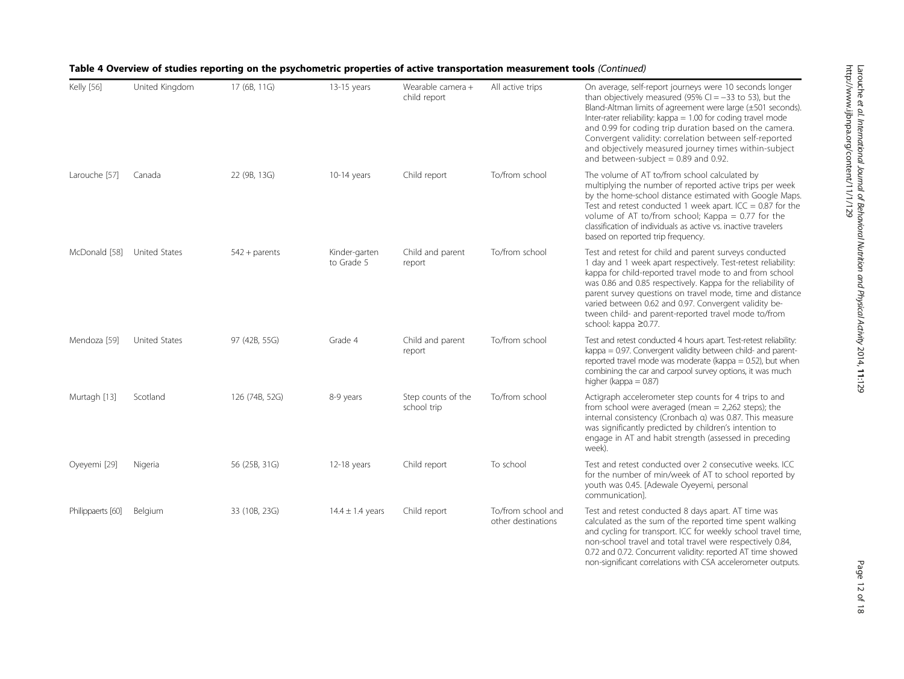**Table 4 Overview of studies reporting on the psychometric properties of active transportation measurement tools** *(Continued)*

| | | | | | | |
|---|---|---|---|---|---|---|
| Kelly [56] | United Kingdom | 17 (6B, 11G) | 13-15 years | Wearable camera + child report | All active trips | On average, self-report journeys were 10 seconds longer than objectively measured (95% CI = −33 to 53), but the Bland-Altman limits of agreement were large (±501 seconds). Inter-rater reliability: kappa = 1.00 for coding travel mode and 0.99 for coding trip duration based on the camera. Convergent validity: correlation between self-reported and objectively measured journey times within-subject and between-subject = 0.89 and 0.92. |
| Larouche [57] | Canada | 22 (9B, 13G) | 10-14 years | Child report | To/from school | The volume of AT to/from school calculated by multiplying the number of reported active trips per week by the home-school distance estimated with Google Maps. Test and retest conducted 1 week apart. ICC = 0.87 for the volume of AT to/from school; Kappa = 0.77 for the classification of individuals as active vs. inactive travelers based on reported trip frequency. |
| McDonald [58] | United States | 542 + parents | Kinder-garten to Grade 5 | Child and parent report | To/from school | Test and retest for child and parent surveys conducted 1 day and 1 week apart respectively. Test-retest reliability: kappa for child-reported travel mode to and from school was 0.86 and 0.85 respectively. Kappa for the reliability of parent survey questions on travel mode, time and distance varied between 0.62 and 0.97. Convergent validity between child- and parent-reported travel mode to/from school: kappa ≥0.77. |
| Mendoza [59] | United States | 97 (42B, 55G) | Grade 4 | Child and parent report | To/from school | Test and retest conducted 4 hours apart. Test-retest reliability: kappa = 0.97. Convergent validity between child- and parent-reported travel mode was moderate (kappa = 0.52), but when combining the car and carpool survey options, it was much higher (kappa = 0.87) |
| Murtagh [13] | Scotland | 126 (74B, 52G) | 8-9 years | Step counts of the school trip | To/from school | Actigraph accelerometer step counts for 4 trips to and from school were averaged (mean = 2,262 steps); the internal consistency (Cronbach α) was 0.87. This measure was significantly predicted by children's intention to engage in AT and habit strength (assessed in preceding week). |
| Oyeyemi [29] | Nigeria | 56 (25B, 31G) | 12-18 years | Child report | To school | Test and retest conducted over 2 consecutive weeks. ICC for the number of min/week of AT to school reported by youth was 0.45. [Adewale Oyeyemi, personal communication]. |
| Philippaerts [60] | Belgium | 33 (10B, 23G) | 14.4 ± 1.4 years | Child report | To/from school and other destinations | Test and retest conducted 8 days apart. AT time was calculated as the sum of the reported time spent walking and cycling for transport. ICC for weekly school travel time, non-school travel and total travel were respectively 0.84, 0.72 and 0.72. Concurrent validity: reported AT time showed non-significant correlations with CSA accelerometer outputs. |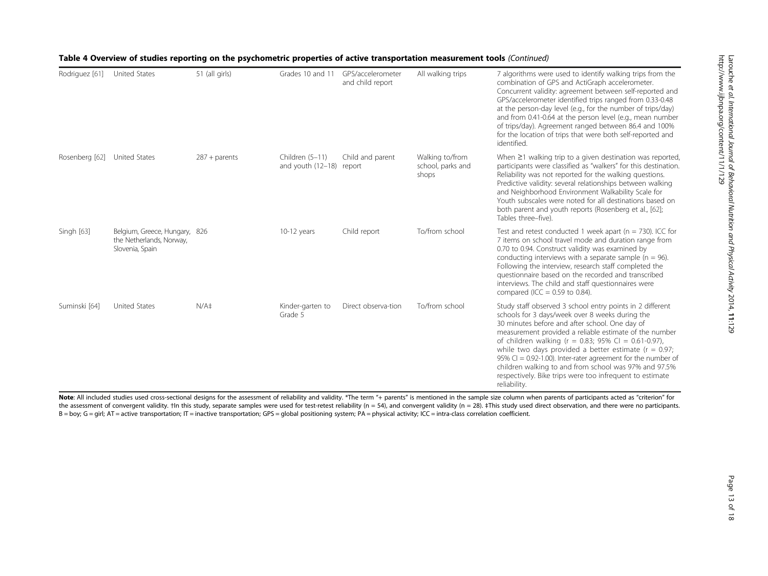**Table 4 Overview of studies reporting on the psychometric properties of active transportation measurement tools** *(Continued)*

| | | | | | | |
|---|---|---|---|---|---|---|
| Rodriguez [61] | United States | 51 (all girls) | Grades 10 and 11 | GPS/accelerometer and child report | All walking trips | 7 algorithms were used to identify walking trips from the combination of GPS and ActiGraph accelerometer. Concurrent validity: agreement between self-reported and GPS/accelerometer identified trips ranged from 0.33-0.48 at the person-day level (e.g., for the number of trips/day) and from 0.41-0.64 at the person level (e.g., mean number of trips/day). Agreement ranged between 86.4 and 100% for the location of trips that were both self-reported and identified. |
| Rosenberg [62] | United States | 287 + parents | Children (5–11) and youth (12–18) | Child and parent report | Walking to/from school, parks and shops | When ≥1 walking trip to a given destination was reported, participants were classified as "walkers" for this destination. Reliability was not reported for the walking questions. Predictive validity: several relationships between walking and Neighborhood Environment Walkability Scale for Youth subscales were noted for all destinations based on both parent and youth reports (Rosenberg et al., [62]; Tables three–five). |
| Singh [63] | Belgium, Greece, Hungary, the Netherlands, Norway, Slovenia, Spain | 826 | 10-12 years | Child report | To/from school | Test and retest conducted 1 week apart (n = 730). ICC for 7 items on school travel mode and duration range from 0.70 to 0.94. Construct validity was examined by conducting interviews with a separate sample (n = 96). Following the interview, research staff completed the questionnaire based on the recorded and transcribed interviews. The child and staff questionnaires were compared (ICC = 0.59 to 0.84). |
| Suminski [64] | United States | N/A‡ | Kinder-garten to Grade 5 | Direct observa-tion | To/from school | Study staff observed 3 school entry points in 2 different schools for 3 days/week over 8 weeks during the 30 minutes before and after school. One day of measurement provided a reliable estimate of the number of children walking (r = 0.83; 95% CI = 0.61-0.97), while two days provided a better estimate (r = 0.97; 95% CI = 0.92-1.00). Inter-rater agreement for the number of children walking to and from school was 97% and 97.5% respectively. Bike trips were too infrequent to estimate reliability. |

**Note**: All included studies used cross-sectional designs for the assessment of reliability and validity. *The term "+ parents" is mentioned in the sample size column when parents of participants acted as "criterion" for the assessment of convergent validity. †In this study, separate samples were used for test-retest reliability (n = 54), and convergent validity (n = 28). ‡This study used direct observation, and there were no participants. B = boy; G = girl; AT = active transportation; IT = inactive transportation; GPS = global positioning system; PA = physical activity; ICC = intra-class correlation coefficient.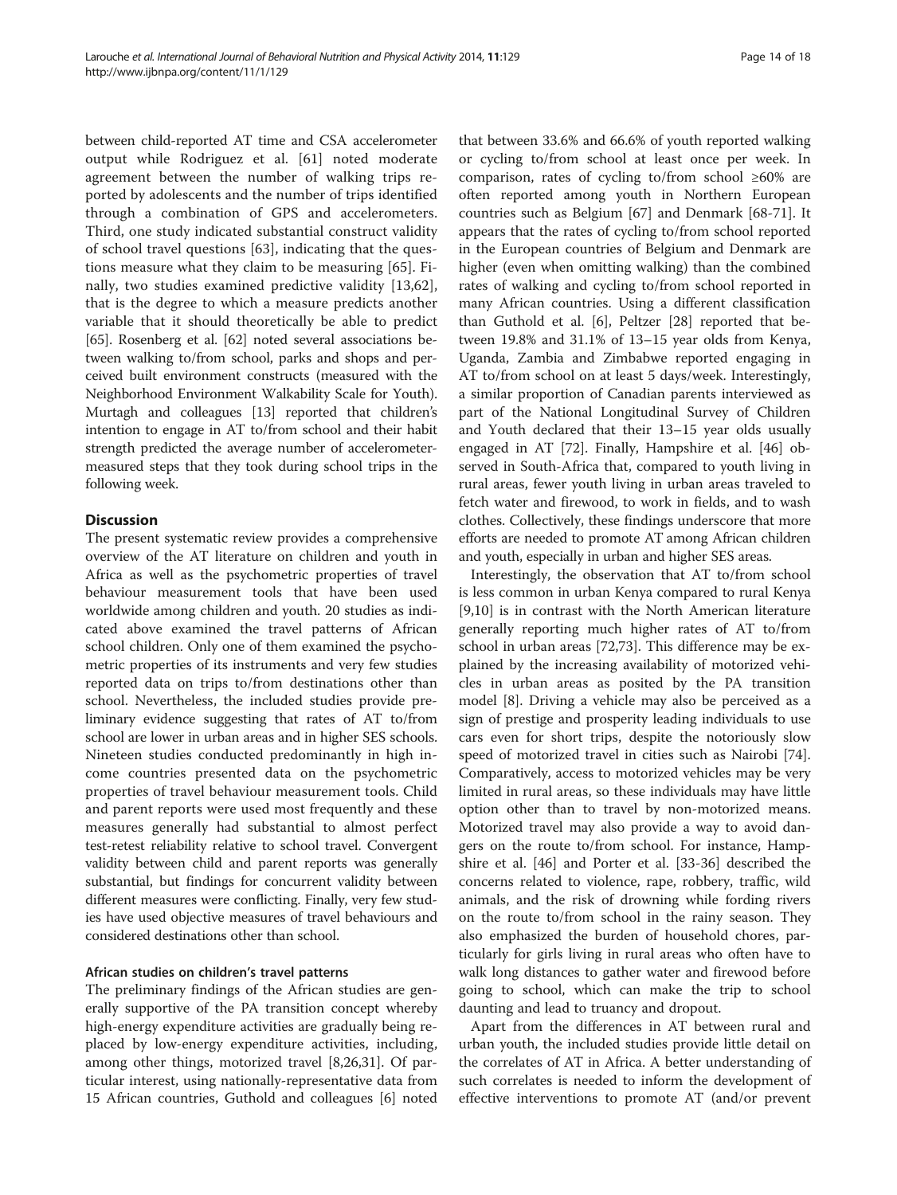between child-reported AT time and CSA accelerometer output while Rodriguez et al. [61] noted moderate agreement between the number of walking trips reported by adolescents and the number of trips identified through a combination of GPS and accelerometers. Third, one study indicated substantial construct validity of school travel questions [63], indicating that the questions measure what they claim to be measuring [65]. Finally, two studies examined predictive validity [13,62], that is the degree to which a measure predicts another variable that it should theoretically be able to predict [65]. Rosenberg et al. [62] noted several associations between walking to/from school, parks and shops and perceived built environment constructs (measured with the Neighborhood Environment Walkability Scale for Youth). Murtagh and colleagues [13] reported that children's intention to engage in AT to/from school and their habit strength predicted the average number of accelerometer-measured steps that they took during school trips in the following week.

## Discussion

The present systematic review provides a comprehensive overview of the AT literature on children and youth in Africa as well as the psychometric properties of travel behaviour measurement tools that have been used worldwide among children and youth. 20 studies as indicated above examined the travel patterns of African school children. Only one of them examined the psychometric properties of its instruments and very few studies reported data on trips to/from destinations other than school. Nevertheless, the included studies provide preliminary evidence suggesting that rates of AT to/from school are lower in urban areas and in higher SES schools. Nineteen studies conducted predominantly in high income countries presented data on the psychometric properties of travel behaviour measurement tools. Child and parent reports were used most frequently and these measures generally had substantial to almost perfect test-retest reliability relative to school travel. Convergent validity between child and parent reports was generally substantial, but findings for concurrent validity between different measures were conflicting. Finally, very few studies have used objective measures of travel behaviours and considered destinations other than school.

### African studies on children's travel patterns

The preliminary findings of the African studies are generally supportive of the PA transition concept whereby high-energy expenditure activities are gradually being replaced by low-energy expenditure activities, including, among other things, motorized travel [8,26,31]. Of particular interest, using nationally-representative data from 15 African countries, Guthold and colleagues [6] noted that between 33.6% and 66.6% of youth reported walking or cycling to/from school at least once per week. In comparison, rates of cycling to/from school ≥60% are often reported among youth in Northern European countries such as Belgium [67] and Denmark [68-71]. It appears that the rates of cycling to/from school reported in the European countries of Belgium and Denmark are higher (even when omitting walking) than the combined rates of walking and cycling to/from school reported in many African countries. Using a different classification than Guthold et al. [6], Peltzer [28] reported that between 19.8% and 31.1% of 13–15 year olds from Kenya, Uganda, Zambia and Zimbabwe reported engaging in AT to/from school on at least 5 days/week. Interestingly, a similar proportion of Canadian parents interviewed as part of the National Longitudinal Survey of Children and Youth declared that their 13–15 year olds usually engaged in AT [72]. Finally, Hampshire et al. [46] observed in South-Africa that, compared to youth living in rural areas, fewer youth living in urban areas traveled to fetch water and firewood, to work in fields, and to wash clothes. Collectively, these findings underscore that more efforts are needed to promote AT among African children and youth, especially in urban and higher SES areas.

Interestingly, the observation that AT to/from school is less common in urban Kenya compared to rural Kenya [9,10] is in contrast with the North American literature generally reporting much higher rates of AT to/from school in urban areas [72,73]. This difference may be explained by the increasing availability of motorized vehicles in urban areas as posited by the PA transition model [8]. Driving a vehicle may also be perceived as a sign of prestige and prosperity leading individuals to use cars even for short trips, despite the notoriously slow speed of motorized travel in cities such as Nairobi [74]. Comparatively, access to motorized vehicles may be very limited in rural areas, so these individuals may have little option other than to travel by non-motorized means. Motorized travel may also provide a way to avoid dangers on the route to/from school. For instance, Hampshire et al. [46] and Porter et al. [33-36] described the concerns related to violence, rape, robbery, traffic, wild animals, and the risk of drowning while fording rivers on the route to/from school in the rainy season. They also emphasized the burden of household chores, particularly for girls living in rural areas who often have to walk long distances to gather water and firewood before going to school, which can make the trip to school daunting and lead to truancy and dropout.

Apart from the differences in AT between rural and urban youth, the included studies provide little detail on the correlates of AT in Africa. A better understanding of such correlates is needed to inform the development of effective interventions to promote AT (and/or prevent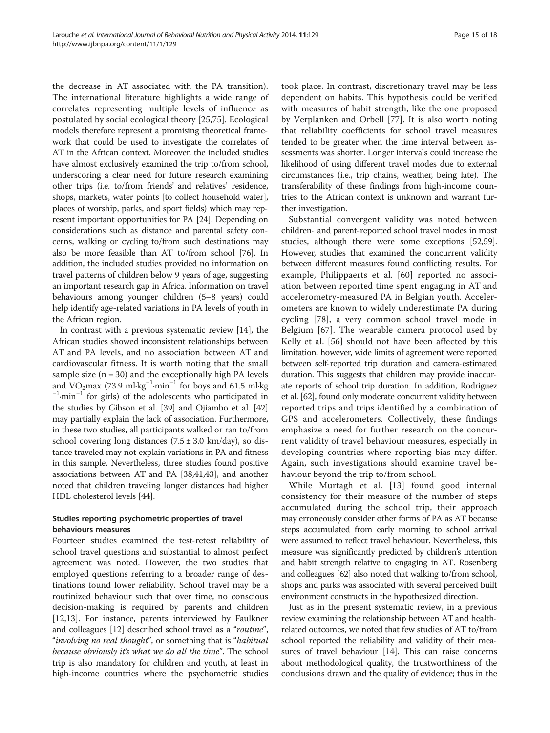the decrease in AT associated with the PA transition). The international literature highlights a wide range of correlates representing multiple levels of influence as postulated by social ecological theory [25,75]. Ecological models therefore represent a promising theoretical framework that could be used to investigate the correlates of AT in the African context. Moreover, the included studies have almost exclusively examined the trip to/from school, underscoring a clear need for future research examining other trips (i.e. to/from friends' and relatives' residence, shops, markets, water points [to collect household water], places of worship, parks, and sport fields) which may represent important opportunities for PA [24]. Depending on considerations such as distance and parental safety concerns, walking or cycling to/from such destinations may also be more feasible than AT to/from school [76]. In addition, the included studies provided no information on travel patterns of children below 9 years of age, suggesting an important research gap in Africa. Information on travel behaviours among younger children (5–8 years) could help identify age-related variations in PA levels of youth in the African region.

In contrast with a previous systematic review [14], the African studies showed inconsistent relationships between AT and PA levels, and no association between AT and cardiovascular fitness. It is worth noting that the small sample size ($n = 30$) and the exceptionally high PA levels and $VO_2max$ ($73.9\ ml{\cdot}kg^{-1}{\cdot}min^{-1}$ for boys and $61.5\ ml{\cdot}kg^{-1}{\cdot}min^{-1}$ for girls) of the adolescents who participated in the studies by Gibson et al. [39] and Ojiambo et al. [42] may partially explain the lack of association. Furthermore, in these two studies, all participants walked or ran to/from school covering long distances ($7.5 \pm 3.0$ km/day), so distance traveled may not explain variations in PA and fitness in this sample. Nevertheless, three studies found positive associations between AT and PA [38,41,43], and another noted that children traveling longer distances had higher HDL cholesterol levels [44].

### Studies reporting psychometric properties of travel behaviours measures

Fourteen studies examined the test-retest reliability of school travel questions and substantial to almost perfect agreement was noted. However, the two studies that employed questions referring to a broader range of destinations found lower reliability. School travel may be a routinized behaviour such that over time, no conscious decision-making is required by parents and children [12,13]. For instance, parents interviewed by Faulkner and colleagues [12] described school travel as a "*routine*", "*involving no real thought*", or something that is "*habitual because obviously it's what we do all the time*". The school trip is also mandatory for children and youth, at least in high-income countries where the psychometric studies took place. In contrast, discretionary travel may be less dependent on habits. This hypothesis could be verified with measures of habit strength, like the one proposed by Verplanken and Orbell [77]. It is also worth noting that reliability coefficients for school travel measures tended to be greater when the time interval between assessments was shorter. Longer intervals could increase the likelihood of using different travel modes due to external circumstances (i.e., trip chains, weather, being late). The transferability of these findings from high-income countries to the African context is unknown and warrant further investigation.

Substantial convergent validity was noted between children- and parent-reported school travel modes in most studies, although there were some exceptions [52,59]. However, studies that examined the concurrent validity between different measures found conflicting results. For example, Philippaerts et al. [60] reported no association between reported time spent engaging in AT and accelerometry-measured PA in Belgian youth. Accelerometers are known to widely underestimate PA during cycling [78], a very common school travel mode in Belgium [67]. The wearable camera protocol used by Kelly et al. [56] should not have been affected by this limitation; however, wide limits of agreement were reported between self-reported trip duration and camera-estimated duration. This suggests that children may provide inaccurate reports of school trip duration. In addition, Rodriguez et al. [62], found only moderate concurrent validity between reported trips and trips identified by a combination of GPS and accelerometers. Collectively, these findings emphasize a need for further research on the concurrent validity of travel behaviour measures, especially in developing countries where reporting bias may differ. Again, such investigations should examine travel behaviour beyond the trip to/from school.

While Murtagh et al. [13] found good internal consistency for their measure of the number of steps accumulated during the school trip, their approach may erroneously consider other forms of PA as AT because steps accumulated from early morning to school arrival were assumed to reflect travel behaviour. Nevertheless, this measure was significantly predicted by children's intention and habit strength relative to engaging in AT. Rosenberg and colleagues [62] also noted that walking to/from school, shops and parks was associated with several perceived built environment constructs in the hypothesized direction.

Just as in the present systematic review, in a previous review examining the relationship between AT and health-related outcomes, we noted that few studies of AT to/from school reported the reliability and validity of their measures of travel behaviour [14]. This can raise concerns about methodological quality, the trustworthiness of the conclusions drawn and the quality of evidence; thus in the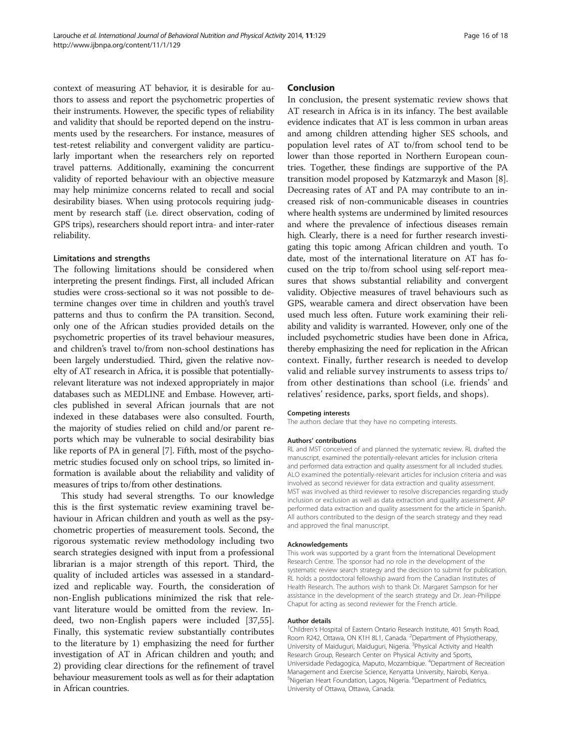context of measuring AT behavior, it is desirable for authors to assess and report the psychometric properties of their instruments. However, the specific types of reliability and validity that should be reported depend on the instruments used by the researchers. For instance, measures of test-retest reliability and convergent validity are particularly important when the researchers rely on reported travel patterns. Additionally, examining the concurrent validity of reported behaviour with an objective measure may help minimize concerns related to recall and social desirability biases. When using protocols requiring judgment by research staff (i.e. direct observation, coding of GPS trips), researchers should report intra- and inter-rater reliability.

### Limitations and strengths

The following limitations should be considered when interpreting the present findings. First, all included African studies were cross-sectional so it was not possible to determine changes over time in children and youth's travel patterns and thus to confirm the PA transition. Second, only one of the African studies provided details on the psychometric properties of its travel behaviour measures, and children's travel to/from non-school destinations has been largely understudied. Third, given the relative novelty of AT research in Africa, it is possible that potentially-relevant literature was not indexed appropriately in major databases such as MEDLINE and Embase. However, articles published in several African journals that are not indexed in these databases were also consulted. Fourth, the majority of studies relied on child and/or parent reports which may be vulnerable to social desirability bias like reports of PA in general [7]. Fifth, most of the psychometric studies focused only on school trips, so limited information is available about the reliability and validity of measures of trips to/from other destinations.

This study had several strengths. To our knowledge this is the first systematic review examining travel behaviour in African children and youth as well as the psychometric properties of measurement tools. Second, the rigorous systematic review methodology including two search strategies designed with input from a professional librarian is a major strength of this report. Third, the quality of included articles was assessed in a standardized and replicable way. Fourth, the consideration of non-English publications minimized the risk that relevant literature would be omitted from the review. Indeed, two non-English papers were included [37,55]. Finally, this systematic review substantially contributes to the literature by 1) emphasizing the need for further investigation of AT in African children and youth; and 2) providing clear directions for the refinement of travel behaviour measurement tools as well as for their adaptation in African countries.

## Conclusion

In conclusion, the present systematic review shows that AT research in Africa is in its infancy. The best available evidence indicates that AT is less common in urban areas and among children attending higher SES schools, and population level rates of AT to/from school tend to be lower than those reported in Northern European countries. Together, these findings are supportive of the PA transition model proposed by Katzmarzyk and Mason [8]. Decreasing rates of AT and PA may contribute to an increased risk of non-communicable diseases in countries where health systems are undermined by limited resources and where the prevalence of infectious diseases remain high. Clearly, there is a need for further research investigating this topic among African children and youth. To date, most of the international literature on AT has focused on the trip to/from school using self-report measures that shows substantial reliability and convergent validity. Objective measures of travel behaviours such as GPS, wearable camera and direct observation have been used much less often. Future work examining their reliability and validity is warranted. However, only one of the included psychometric studies have been done in Africa, thereby emphasizing the need for replication in the African context. Finally, further research is needed to develop valid and reliable survey instruments to assess trips to/from other destinations than school (i.e. friends' and relatives' residence, parks, sport fields, and shops).

#### Competing interests

The authors declare that they have no competing interests.

#### Authors' contributions

RL and MST conceived of and planned the systematic review. RL drafted the manuscript, examined the potentially-relevant articles for inclusion criteria and performed data extraction and quality assessment for all included studies. ALO examined the potentially-relevant articles for inclusion criteria and was involved as second reviewer for data extraction and quality assessment. MST was involved as third reviewer to resolve discrepancies regarding study inclusion or exclusion as well as data extraction and quality assessment. AP performed data extraction and quality assessment for the article in Spanish. All authors contributed to the design of the search strategy and they read and approved the final manuscript.

#### Acknowledgements

This work was supported by a grant from the International Development Research Centre. The sponsor had no role in the development of the systematic review search strategy and the decision to submit for publication. RL holds a postdoctoral fellowship award from the Canadian Institutes of Health Research. The authors wish to thank Dr. Margaret Sampson for her assistance in the development of the search strategy and Dr. Jean-Philippe Chaput for acting as second reviewer for the French article.

#### Author details

[1]Children's Hospital of Eastern Ontario Research Institute, 401 Smyth Road, Room R242, Ottawa, ON K1H 8L1, Canada. [2]Department of Physiotherapy, University of Maiduguri, Maiduguri, Nigeria. [3]Physical Activity and Health Research Group, Research Center on Physical Activity and Sports, Universidade Pedagogica, Maputo, Mozambique. [4]Department of Recreation Management and Exercise Science, Kenyatta University, Nairobi, Kenya. [5]Nigerian Heart Foundation, Lagos, Nigeria. [6]Department of Pediatrics, University of Ottawa, Ottawa, Canada.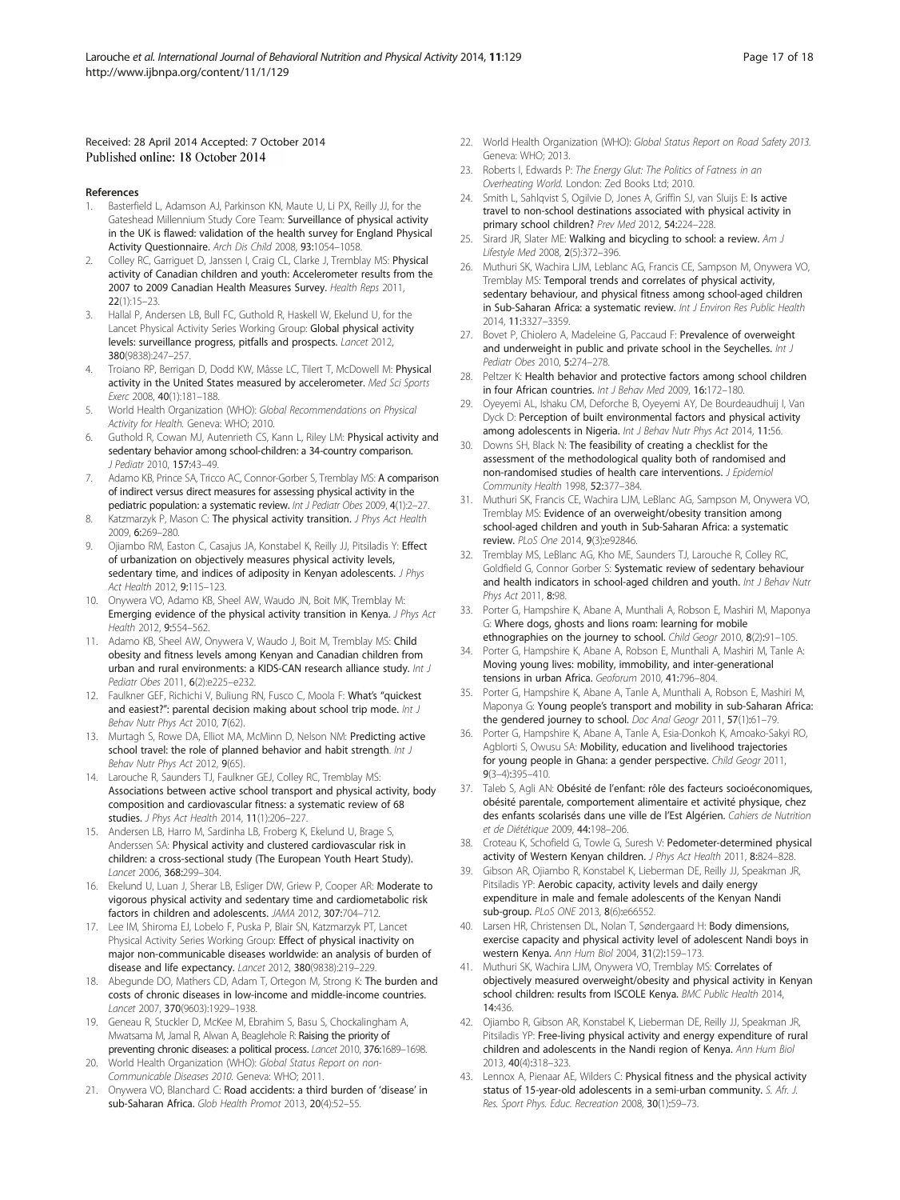Received: 28 April 2014 Accepted: 7 October 2014
Published online: 18 October 2014

## References

1. Basterfield L, Adamson AJ, Parkinson KN, Maute U, Li PX, Reilly JJ, for the Gateshead Millennium Study Core Team: **Surveillance of physical activity in the UK is flawed: validation of the health survey for England Physical Activity Questionnaire.** *Arch Dis Child* 2008, **93:**1054–1058.
2. Colley RC, Garriguet D, Janssen I, Craig CL, Clarke J, Tremblay MS: **Physical activity of Canadian children and youth: Accelerometer results from the 2007 to 2009 Canadian Health Measures Survey.** *Health Reps* 2011, **22**(1):15–23.
3. Hallal P, Andersen LB, Bull FC, Guthold R, Haskell W, Ekelund U, for the Lancet Physical Activity Series Working Group: **Global physical activity levels: surveillance progress, pitfalls and prospects.** *Lancet* 2012, **380**(9838):247–257.
4. Troiano RP, Berrigan D, Dodd KW, Mâsse LC, Tilert T, McDowell M: **Physical activity in the United States measured by accelerometer.** *Med Sci Sports Exerc* 2008, **40**(1):181–188.
5. World Health Organization (WHO): *Global Recommendations on Physical Activity for Health.* Geneva: WHO; 2010.
6. Guthold R, Cowan MJ, Autenrieth CS, Kann L, Riley LM: **Physical activity and sedentary behavior among school-children: a 34-country comparison.** *J Pediatr* 2010, **157:**43–49.
7. Adamo KB, Prince SA, Tricco AC, Connor-Gorber S, Tremblay MS: **A comparison of indirect versus direct measures for assessing physical activity in the pediatric population: a systematic review.** *Int J Pediatr Obes* 2009, **4**(1):2–27.
8. Katzmarzyk P, Mason C: **The physical activity transition.** *J Phys Act Health* 2009, **6:**269–280.
9. Ojiambo RM, Easton C, Casajus JA, Konstabel K, Reilly JJ, Pitsiladis Y: **Effect of urbanization on objectively measures physical activity levels, sedentary time, and indices of adiposity in Kenyan adolescents.** *J Phys Act Health* 2012, **9:**115–123.
10. Onywera VO, Adamo KB, Sheel AW, Waudo JN, Boit MK, Tremblay M: **Emerging evidence of the physical activity transition in Kenya.** *J Phys Act Health* 2012, **9:**554–562.
11. Adamo KB, Sheel AW, Onywera V, Waudo J, Boit M, Tremblay MS: **Child obesity and fitness levels among Kenyan and Canadian children from urban and rural environments: a KIDS-CAN research alliance study.** *Int J Pediatr Obes* 2011, **6**(2):e225–e232.
12. Faulkner GEF, Richichi V, Buliung RN, Fusco C, Moola F: **What's "quickest and easiest?": parental decision making about school trip mode.** *Int J Behav Nutr Phys Act* 2010, **7**(62).
13. Murtagh S, Rowe DA, Elliot MA, McMinn D, Nelson NM: **Predicting active school travel: the role of planned behavior and habit strength.** *Int J Behav Nutr Phys Act* 2012, **9**(65).
14. Larouche R, Saunders TJ, Faulkner GEJ, Colley RC, Tremblay MS: **Associations between active school transport and physical activity, body composition and cardiovascular fitness: a systematic review of 68 studies.** *J Phys Act Health* 2014, **11**(1):206–227.
15. Andersen LB, Harro M, Sardinha LB, Froberg K, Ekelund U, Brage S, Anderssen SA: **Physical activity and clustered cardiovascular risk in children: a cross-sectional study (The European Youth Heart Study).** *Lancet* 2006, **368:**299–304.
16. Ekelund U, Luan J, Sherar LB, Esliger DW, Griew P, Cooper AR: **Moderate to vigorous physical activity and sedentary time and cardiometabolic risk factors in children and adolescents.** *JAMA* 2012, **307:**704–712.
17. Lee IM, Shiroma EJ, Lobelo F, Puska P, Blair SN, Katzmarzyk PT, Lancet Physical Activity Series Working Group: **Effect of physical inactivity on major non-communicable diseases worldwide: an analysis of burden of disease and life expectancy.** *Lancet* 2012, **380**(9838):219–229.
18. Abegunde DO, Mathers CD, Adam T, Ortegon M, Strong K: **The burden and costs of chronic diseases in low-income and middle-income countries.** *Lancet* 2007, **370**(9603):1929–1938.
19. Geneau R, Stuckler D, McKee M, Ebrahim S, Basu S, Chockalingham A, Mwatsama M, Jamal R, Alwan A, Beaglehole R: **Raising the priority of preventing chronic diseases: a political process.** *Lancet* 2010, **376:**1689–1698.
20. World Health Organization (WHO): *Global Status Report on non-Communicable Diseases 2010.* Geneva: WHO; 2011.
21. Onywera VO, Blanchard C: **Road accidents: a third burden of 'disease' in sub-Saharan Africa.** *Glob Health Promot* 2013, **20**(4):52–55.
22. World Health Organization (WHO): *Global Status Report on Road Safety 2013.* Geneva: WHO; 2013.
23. Roberts I, Edwards P: *The Energy Glut: The Politics of Fatness in an Overheating World.* London: Zed Books Ltd; 2010.
24. Smith L, Sahlqvist S, Ogilvie D, Jones A, Griffin SJ, van Sluijs E: **Is active travel to non-school destinations associated with physical activity in primary school children?** *Prev Med* 2012, **54:**224–228.
25. Sirard JR, Slater ME: **Walking and bicycling to school: a review.** *Am J Lifestyle Med* 2008, **2**(5):372–396.
26. Muthuri SK, Wachira LJM, Leblanc AG, Francis CE, Sampson M, Onywera VO, Tremblay MS: **Temporal trends and correlates of physical activity, sedentary behaviour, and physical fitness among school-aged children in Sub-Saharan Africa: a systematic review.** *Int J Environ Res Public Health* 2014, **11:**3327–3359.
27. Bovet P, Chiolero A, Madeleine G, Paccaud F: **Prevalence of overweight and underweight in public and private school in the Seychelles.** *Int J Pediatr Obes* 2010, **5:**274–278.
28. Peltzer K: **Health behavior and protective factors among school children in four African countries.** *Int J Behav Med* 2009, **16:**172–180.
29. Oyeyemi AL, Ishaku CM, Deforche B, Oyeyemi AY, De Bourdeaudhuij I, Van Dyck D: **Perception of built environmental factors and physical activity among adolescents in Nigeria.** *Int J Behav Nutr Phys Act* 2014, **11:**56.
30. Downs SH, Black N: **The feasibility of creating a checklist for the assessment of the methodological quality both of randomised and non-randomised studies of health care interventions.** *J Epidemiol Community Health* 1998, **52:**377–384.
31. Muthuri SK, Francis CE, Wachira LJM, LeBlanc AG, Sampson M, Onywera VO, Tremblay MS: **Evidence of an overweight/obesity transition among school-aged children and youth in Sub-Saharan Africa: a systematic review.** *PLoS One* 2014, **9**(3):e92846.
32. Tremblay MS, LeBlanc AG, Kho ME, Saunders TJ, Larouche R, Colley RC, Goldfield G, Connor Gorber S: **Systematic review of sedentary behaviour and health indicators in school-aged children and youth.** *Int J Behav Nutr Phys Act* 2011, **8:**98.
33. Porter G, Hampshire K, Abane A, Munthali A, Robson E, Mashiri M, Maponya G: **Where dogs, ghosts and lions roam: learning for mobile ethnographies on the journey to school.** *Child Geogr* 2010, **8**(2):91–105.
34. Porter G, Hampshire K, Abane A, Robson E, Munthali A, Mashiri M, Tanle A: **Moving young lives: mobility, immobility, and inter-generational tensions in urban Africa.** *Geoforum* 2010, **41:**796–804.
35. Porter G, Hampshire K, Abane A, Tanle A, Munthali A, Robson E, Mashiri M, Maponya G: **Young people's transport and mobility in sub-Saharan Africa: the gendered journey to school.** *Doc Anal Geogr* 2011, **57**(1):61–79.
36. Porter G, Hampshire K, Abane A, Tanle A, Esia-Donkoh K, Amoako-Sakyi RO, Agblorti S, Owusu SA: **Mobility, education and livelihood trajectories for young people in Ghana: a gender perspective.** *Child Geogr* 2011, **9**(3–4):395–410.
37. Taleb S, Agli AN: **Obésité de l'enfant: rôle des facteurs socioéconomiques, obésité parentale, comportement alimentaire et activité physique, chez des enfants scolarisés dans une ville de l'Est Algérien.** *Cahiers de Nutrition et de Diététique* 2009, **44:**198–206.
38. Croteau K, Schofield G, Towle G, Suresh V: **Pedometer-determined physical activity of Western Kenyan children.** *J Phys Act Health* 2011, **8:**824–828.
39. Gibson AR, Ojiambo R, Konstabel K, Lieberman DE, Reilly JJ, Speakman JR, Pitsiladis YP: **Aerobic capacity, activity levels and daily energy expenditure in male and female adolescents of the Kenyan Nandi sub-group.** *PLoS ONE* 2013, **8**(6):e66552.
40. Larsen HR, Christensen DL, Nolan T, Søndergaard H: **Body dimensions, exercise capacity and physical activity level of adolescent Nandi boys in western Kenya.** *Ann Hum Biol* 2004, **31**(2):159–173.
41. Muthuri SK, Wachira LJM, Onywera VO, Tremblay MS: **Correlates of objectively measured overweight/obesity and physical activity in Kenyan school children: results from ISCOLE Kenya.** *BMC Public Health* 2014, **14:**436.
42. Ojiambo R, Gibson AR, Konstabel K, Lieberman DE, Reilly JJ, Speakman JR, Pitsiladis YP: **Free-living physical activity and energy expenditure of rural children and adolescents in the Nandi region of Kenya.** *Ann Hum Biol* 2013, **40**(4):318–323.
43. Lennox A, Pienaar AE, Wilders C: **Physical fitness and the physical activity status of 15-year-old adolescents in a semi-urban community.** *S. Afr. J. Res. Sport Phys. Educ. Recreation* 2008, **30**(1):59–73.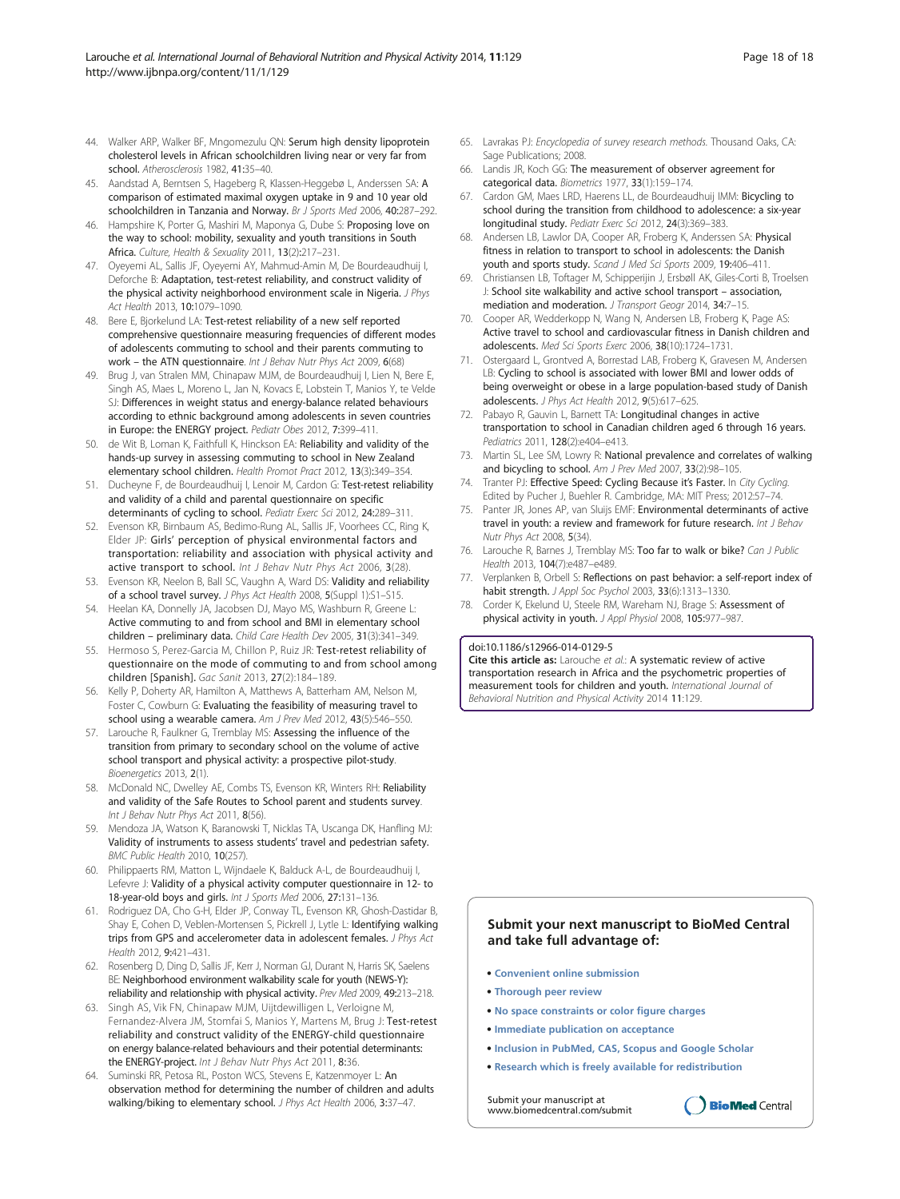44. Walker ARP, Walker BF, Mngomezulu QN: **Serum high density lipoprotein cholesterol levels in African schoolchildren living near or very far from school.** *Atherosclerosis* 1982, **41:**35–40.
45. Aandstad A, Berntsen S, Hageberg R, Klassen-Heggebø L, Anderssen SA: **A comparison of estimated maximal oxygen uptake in 9 and 10 year old schoolchildren in Tanzania and Norway.** *Br J Sports Med* 2006, **40:**287–292.
46. Hampshire K, Porter G, Mashiri M, Maponya G, Dube S: **Proposing love on the way to school: mobility, sexuality and youth transitions in South Africa.** *Culture, Health & Sexuality* 2011, **13**(2):217–231.
47. Oyeyemi AL, Sallis JF, Oyeyemi AY, Mahmud-Amin M, De Bourdeaudhuij I, Deforche B: **Adaptation, test-retest reliability, and construct validity of the physical activity neighborhood environment scale in Nigeria.** *J Phys Act Health* 2013, **10:**1079–1090.
48. Bere E, Bjorkelund LA: **Test-retest reliability of a new self reported comprehensive questionnaire measuring frequencies of different modes of adolescents commuting to school and their parents commuting to work – the ATN questionnaire.** *Int J Behav Nutr Phys Act* 2009, **6**(68)
49. Brug J, van Stralen MM, Chinapaw MJM, de Bourdeaudhuij I, Lien N, Bere E, Singh AS, Maes L, Moreno L, Jan N, Kovacs E, Lobstein T, Manios Y, te Velde SJ: **Differences in weight status and energy-balance related behaviours according to ethnic background among adolescents in seven countries in Europe: the ENERGY project.** *Pediatr Obes* 2012, **7:**399–411.
50. de Wit B, Loman K, Faithfull K, Hinckson EA: **Reliability and validity of the hands-up survey in assessing commuting to school in New Zealand elementary school children.** *Health Promot Pract* 2012, **13**(3)**:**349–354.
51. Ducheyne F, de Bourdeaudhuij I, Lenoir M, Cardon G: **Test-retest reliability and validity of a child and parental questionnaire on specific determinants of cycling to school.** *Pediatr Exerc Sci* 2012, **24:**289–311.
52. Evenson KR, Birnbaum AS, Bedimo-Rung AL, Sallis JF, Voorhees CC, Ring K, Elder JP: **Girls' perception of physical environmental factors and transportation: reliability and association with physical activity and active transport to school.** *Int J Behav Nutr Phys Act* 2006, **3**(28).
53. Evenson KR, Neelon B, Ball SC, Vaughn A, Ward DS: **Validity and reliability of a school travel survey.** *J Phys Act Health* 2008, **5**(Suppl 1):S1–S15.
54. Heelan KA, Donnelly JA, Jacobsen DJ, Mayo MS, Washburn R, Greene L: **Active commuting to and from school and BMI in elementary school children – preliminary data.** *Child Care Health Dev* 2005, **31**(3):341–349.
55. Hermoso S, Perez-Garcia M, Chillon P, Ruiz JR: **Test-retest reliability of questionnaire on the mode of commuting to and from school among children [Spanish].** *Gac Sanit* 2013, **27**(2):184–189.
56. Kelly P, Doherty AR, Hamilton A, Matthews A, Batterham AM, Nelson M, Foster C, Cowburn G: **Evaluating the feasibility of measuring travel to school using a wearable camera.** *Am J Prev Med* 2012, **43**(5):546–550.
57. Larouche R, Faulkner G, Tremblay MS: **Assessing the influence of the transition from primary to secondary school on the volume of active school transport and physical activity: a prospective pilot-study**. *Bioenergetics* 2013, **2**(1).
58. McDonald NC, Dwelley AE, Combs TS, Evenson KR, Winters RH: **Reliability and validity of the Safe Routes to School parent and students survey**. *Int J Behav Nutr Phys Act* 2011, **8**(56).
59. Mendoza JA, Watson K, Baranowski T, Nicklas TA, Uscanga DK, Hanfling MJ: **Validity of instruments to assess students' travel and pedestrian safety.** *BMC Public Health* 2010, **10**(257).
60. Philippaerts RM, Matton L, Wijndaele K, Balduck A-L, de Bourdeaudhuij I, Lefevre J: **Validity of a physical activity computer questionnaire in 12- to 18-year-old boys and girls.** *Int J Sports Med* 2006, **27:**131–136.
61. Rodriguez DA, Cho G-H, Elder JP, Conway TL, Evenson KR, Ghosh-Dastidar B, Shay E, Cohen D, Veblen-Mortensen S, Pickrell J, Lytle L: **Identifying walking trips from GPS and accelerometer data in adolescent females.** *J Phys Act Health* 2012, **9:**421–431.
62. Rosenberg D, Ding D, Sallis JF, Kerr J, Norman GJ, Durant N, Harris SK, Saelens BE: **Neighborhood environment walkability scale for youth (NEWS-Y): reliability and relationship with physical activity.** *Prev Med* 2009, **49:**213–218.
63. Singh AS, Vik FN, Chinapaw MJM, Uijtdewilligen L, Verloigne M, Fernandez-Alvera JM, Stomfai S, Manios Y, Martens M, Brug J: **Test-retest reliability and construct validity of the ENERGY-child questionnaire on energy balance-related behaviours and their potential determinants: the ENERGY-project.** *Int J Behav Nutr Phys Act* 2011, **8:**36.
64. Suminski RR, Petosa RL, Poston WCS, Stevens E, Katzenmoyer L: **An observation method for determining the number of children and adults walking/biking to elementary school.** *J Phys Act Health* 2006, **3:**37–47.
65. Lavrakas PJ: *Encyclopedia of survey research methods.* Thousand Oaks, CA: Sage Publications; 2008.
66. Landis JR, Koch GG: **The measurement of observer agreement for categorical data.** *Biometrics* 1977, **33**(1):159–174.
67. Cardon GM, Maes LRD, Haerens LL, de Bourdeaudhuij IMM: **Bicycling to school during the transition from childhood to adolescence: a six-year longitudinal study.** *Pediatr Exerc Sci* 2012, **24**(3):369–383.
68. Andersen LB, Lawlor DA, Cooper AR, Froberg K, Anderssen SA: **Physical fitness in relation to transport to school in adolescents: the Danish youth and sports study.** *Scand J Med Sci Sports* 2009, **19:**406–411.
69. Christiansen LB, Toftager M, Schipperijin J, Ersbøll AK, Giles-Corti B, Troelsen J: **School site walkability and active school transport – association, mediation and moderation.** *J Transport Geogr* 2014, **34:**7–15.
70. Cooper AR, Wedderkopp N, Wang N, Andersen LB, Froberg K, Page AS: **Active travel to school and cardiovascular fitness in Danish children and adolescents.** *Med Sci Sports Exerc* 2006, **38**(10):1724–1731.
71. Ostergaard L, Grontved A, Borrestad LAB, Froberg K, Gravesen M, Andersen LB: **Cycling to school is associated with lower BMI and lower odds of being overweight or obese in a large population-based study of Danish adolescents.** *J Phys Act Health* 2012, **9**(5):617–625.
72. Pabayo R, Gauvin L, Barnett TA: **Longitudinal changes in active transportation to school in Canadian children aged 6 through 16 years.** *Pediatrics* 2011, **128**(2):e404–e413.
73. Martin SL, Lee SM, Lowry R: **National prevalence and correlates of walking and bicycling to school.** *Am J Prev Med* 2007, **33**(2):98–105.
74. Tranter PJ: **Effective Speed: Cycling Because it's Faster.** In *City Cycling*. Edited by Pucher J, Buehler R. Cambridge, MA: MIT Press; 2012:57–74.
75. Panter JR, Jones AP, van Sluijs EMF: **Environmental determinants of active travel in youth: a review and framework for future research.** *Int J Behav Nutr Phys Act* 2008, **5**(34).
76. Larouche R, Barnes J, Tremblay MS: **Too far to walk or bike?** *Can J Public Health* 2013, **104**(7):e487–e489.
77. Verplanken B, Orbell S: **Reflections on past behavior: a self-report index of habit strength.** *J Appl Soc Psychol* 2003, **33**(6):1313–1330.
78. Corder K, Ekelund U, Steele RM, Wareham NJ, Brage S: **Assessment of physical activity in youth.** *J Appl Physiol* 2008, **105:**977–987.

doi:10.1186/s12966-014-0129-5

**Cite this article as:** Larouche *et al.*: A systematic review of active transportation research in Africa and the psychometric properties of measurement tools for children and youth. *International Journal of Behavioral Nutrition and Physical Activity* 2014 **11**:129.

**Submit your next manuscript to BioMed Central and take full advantage of:**

- **Convenient online submission**
- **Thorough peer review**
- **No space constraints or color figure charges**
- **Immediate publication on acceptance**
- **Inclusion in PubMed, CAS, Scopus and Google Scholar**
- **Research which is freely available for redistribution**

Submit your manuscript at www.biomedcentral.com/submit

BioMed Central